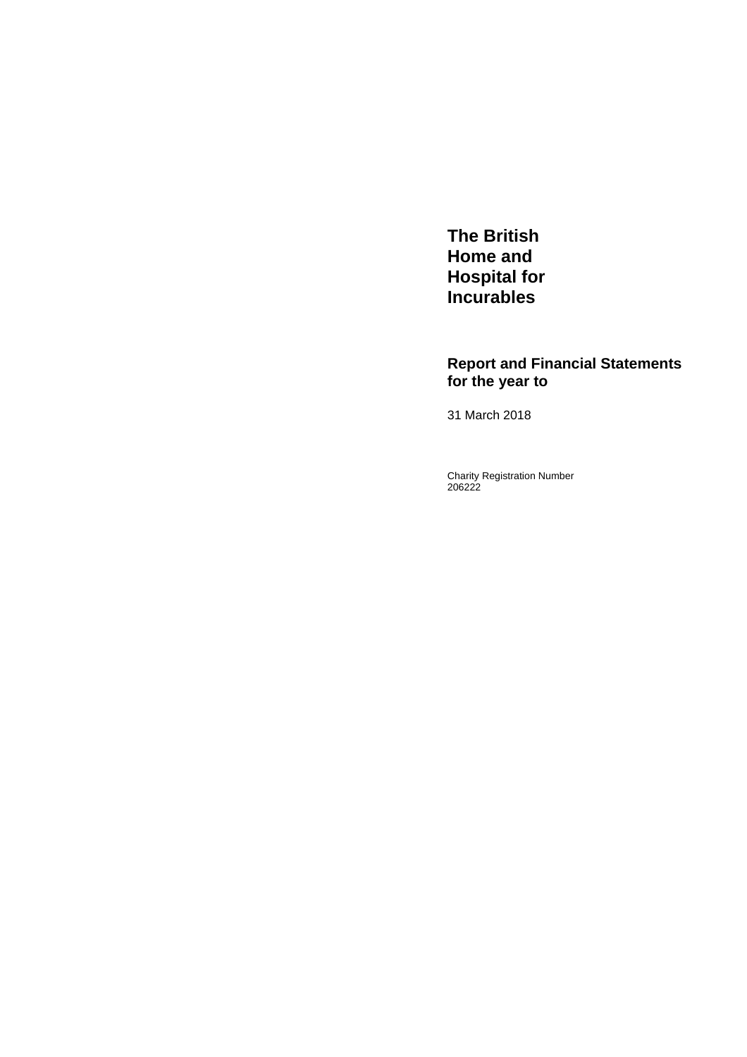# The British Home and Hospital for Incurables

## Report and Financial Statements for the year to

31 March 2018

Charity Registration Number
206222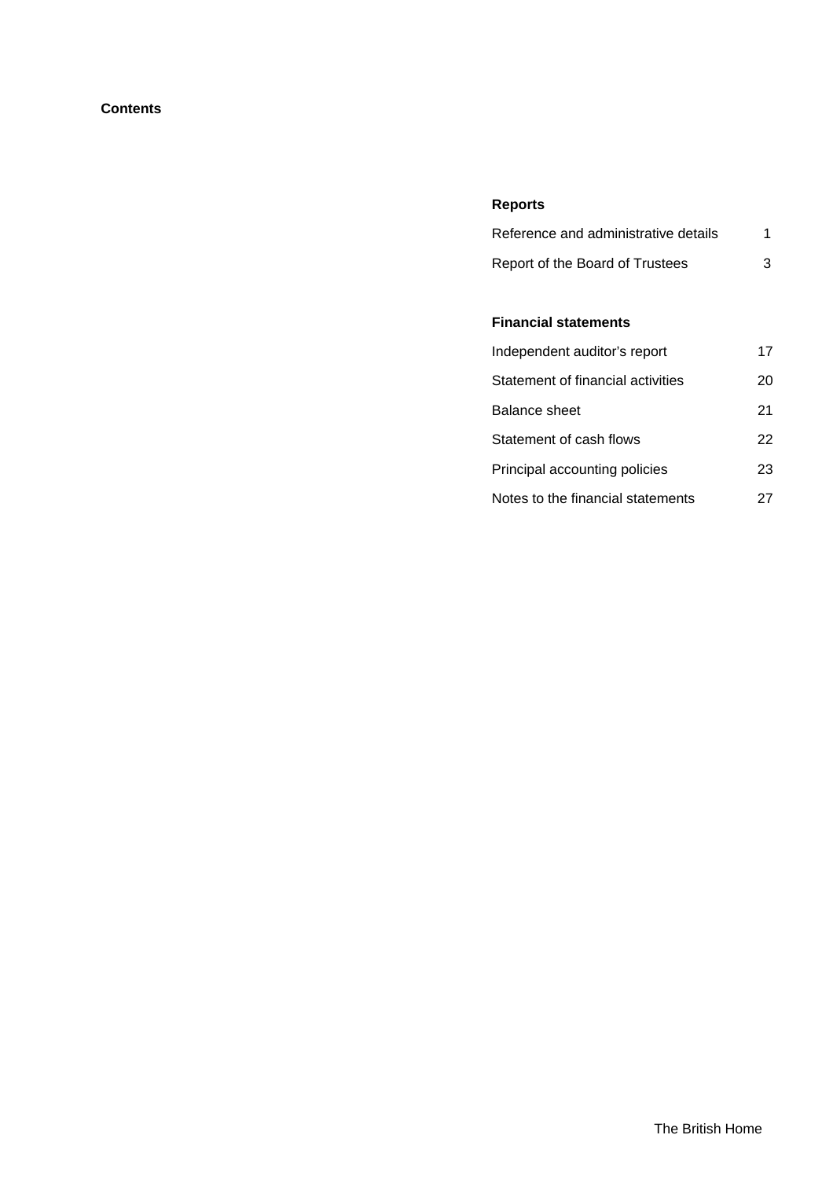## Contents

### Reports

| | |
|---|---|
| Reference and administrative details | 1 |
| Report of the Board of Trustees | 3 |

### Financial statements

| | |
|---|---|
| Independent auditor's report | 17 |
| Statement of financial activities | 20 |
| Balance sheet | 21 |
| Statement of cash flows | 22 |
| Principal accounting policies | 23 |
| Notes to the financial statements | 27 |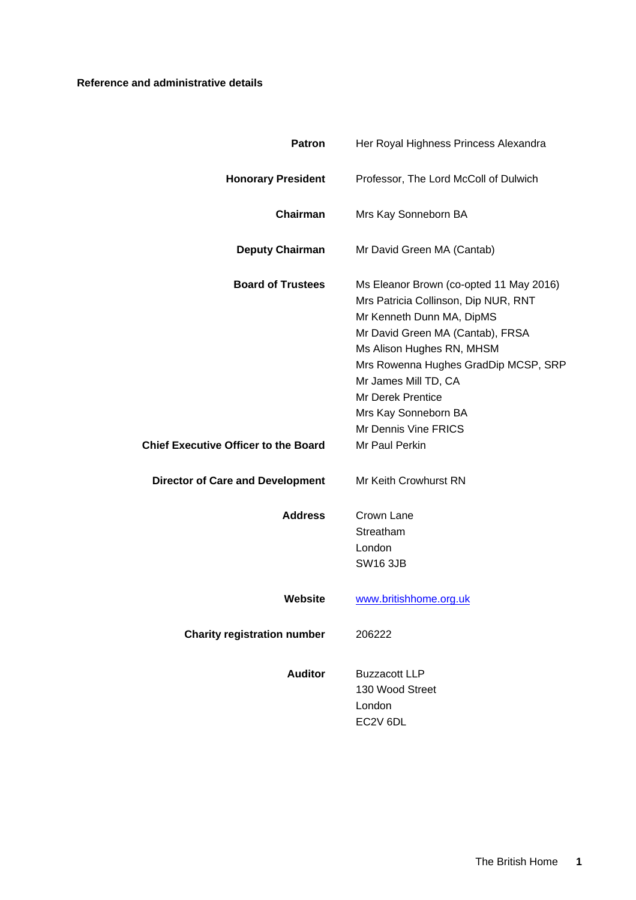## Reference and administrative details

| | |
|---|---|
| **Patron** | Her Royal Highness Princess Alexandra |
| **Honorary President** | Professor, The Lord McColl of Dulwich |
| **Chairman** | Mrs Kay Sonneborn BA |
| **Deputy Chairman** | Mr David Green MA (Cantab) |
| **Board of Trustees** | Ms Eleanor Brown (co-opted 11 May 2016)<br>Mrs Patricia Collinson, Dip NUR, RNT<br>Mr Kenneth Dunn MA, DipMS<br>Mr David Green MA (Cantab), FRSA<br>Ms Alison Hughes RN, MHSM<br>Mrs Rowenna Hughes GradDip MCSP, SRP<br>Mr James Mill TD, CA<br>Mr Derek Prentice<br>Mrs Kay Sonneborn BA<br>Mr Dennis Vine FRICS |
| **Chief Executive Officer to the Board** | Mr Paul Perkin |
| **Director of Care and Development** | Mr Keith Crowhurst RN |
| **Address** | Crown Lane<br>Streatham<br>London<br>SW16 3JB |
| **Website** | www.britishhome.org.uk |
| **Charity registration number** | 206222 |
| **Auditor** | Buzzacott LLP<br>130 Wood Street<br>London<br>EC2V 6DL |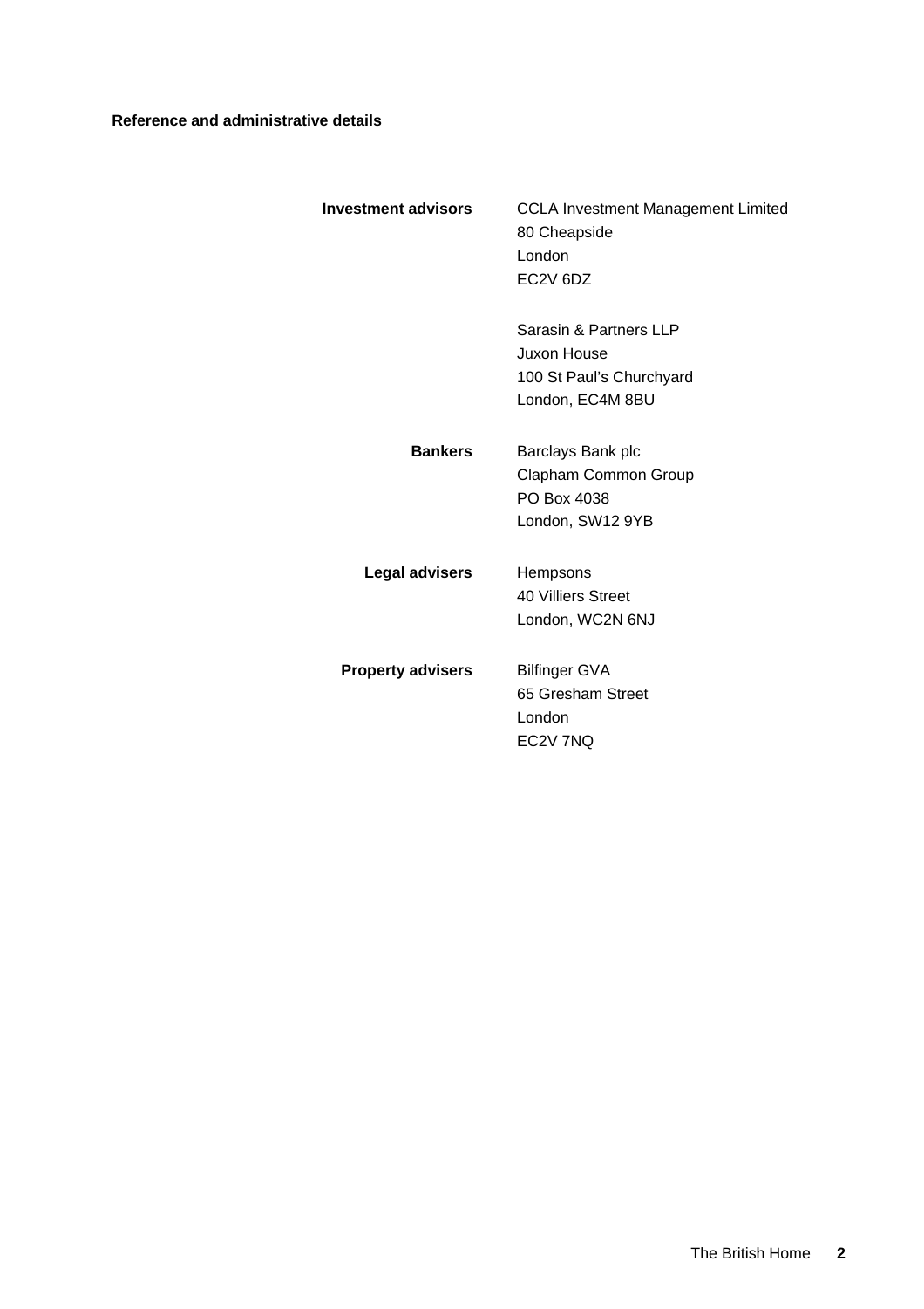**Reference and administrative details**

| | |
|---|---|
| **Investment advisors** | CCLA Investment Management Limited<br>80 Cheapside<br>London<br>EC2V 6DZ |
| | Sarasin & Partners LLP<br>Juxon House<br>100 St Paul's Churchyard<br>London, EC4M 8BU |
| **Bankers** | Barclays Bank plc<br>Clapham Common Group<br>PO Box 4038<br>London, SW12 9YB |
| **Legal advisers** | Hempsons<br>40 Villiers Street<br>London, WC2N 6NJ |
| **Property advisers** | Bilfinger GVA<br>65 Gresham Street<br>London<br>EC2V 7NQ |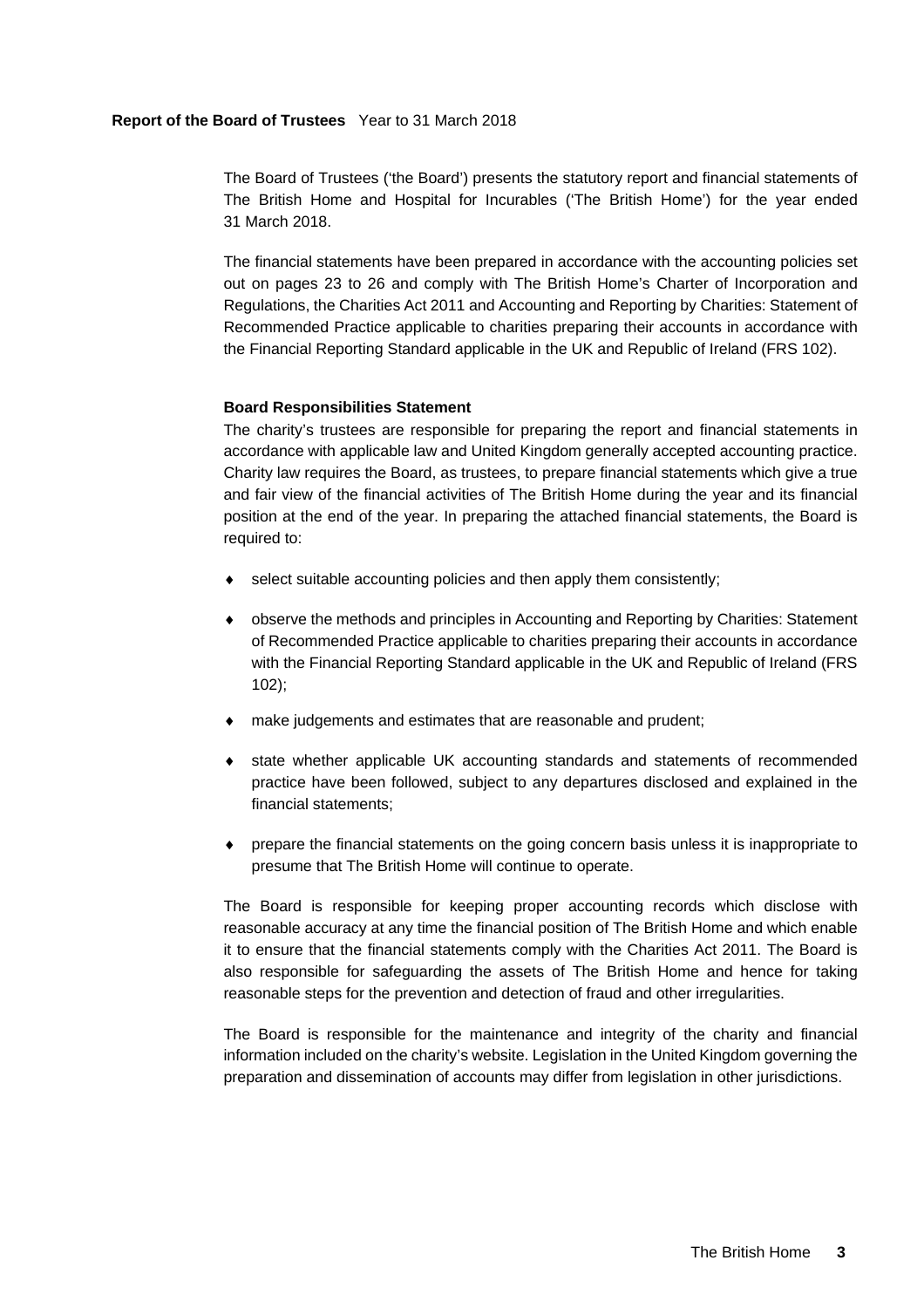**Report of the Board of Trustees** Year to 31 March 2018

The Board of Trustees ('the Board') presents the statutory report and financial statements of The British Home and Hospital for Incurables ('The British Home') for the year ended 31 March 2018.

The financial statements have been prepared in accordance with the accounting policies set out on pages 23 to 26 and comply with The British Home's Charter of Incorporation and Regulations, the Charities Act 2011 and Accounting and Reporting by Charities: Statement of Recommended Practice applicable to charities preparing their accounts in accordance with the Financial Reporting Standard applicable in the UK and Republic of Ireland (FRS 102).

**Board Responsibilities Statement**

The charity's trustees are responsible for preparing the report and financial statements in accordance with applicable law and United Kingdom generally accepted accounting practice. Charity law requires the Board, as trustees, to prepare financial statements which give a true and fair view of the financial activities of The British Home during the year and its financial position at the end of the year. In preparing the attached financial statements, the Board is required to:

- select suitable accounting policies and then apply them consistently;
- observe the methods and principles in Accounting and Reporting by Charities: Statement of Recommended Practice applicable to charities preparing their accounts in accordance with the Financial Reporting Standard applicable in the UK and Republic of Ireland (FRS 102);
- make judgements and estimates that are reasonable and prudent;
- state whether applicable UK accounting standards and statements of recommended practice have been followed, subject to any departures disclosed and explained in the financial statements;
- prepare the financial statements on the going concern basis unless it is inappropriate to presume that The British Home will continue to operate.

The Board is responsible for keeping proper accounting records which disclose with reasonable accuracy at any time the financial position of The British Home and which enable it to ensure that the financial statements comply with the Charities Act 2011. The Board is also responsible for safeguarding the assets of The British Home and hence for taking reasonable steps for the prevention and detection of fraud and other irregularities.

The Board is responsible for the maintenance and integrity of the charity and financial information included on the charity's website. Legislation in the United Kingdom governing the preparation and dissemination of accounts may differ from legislation in other jurisdictions.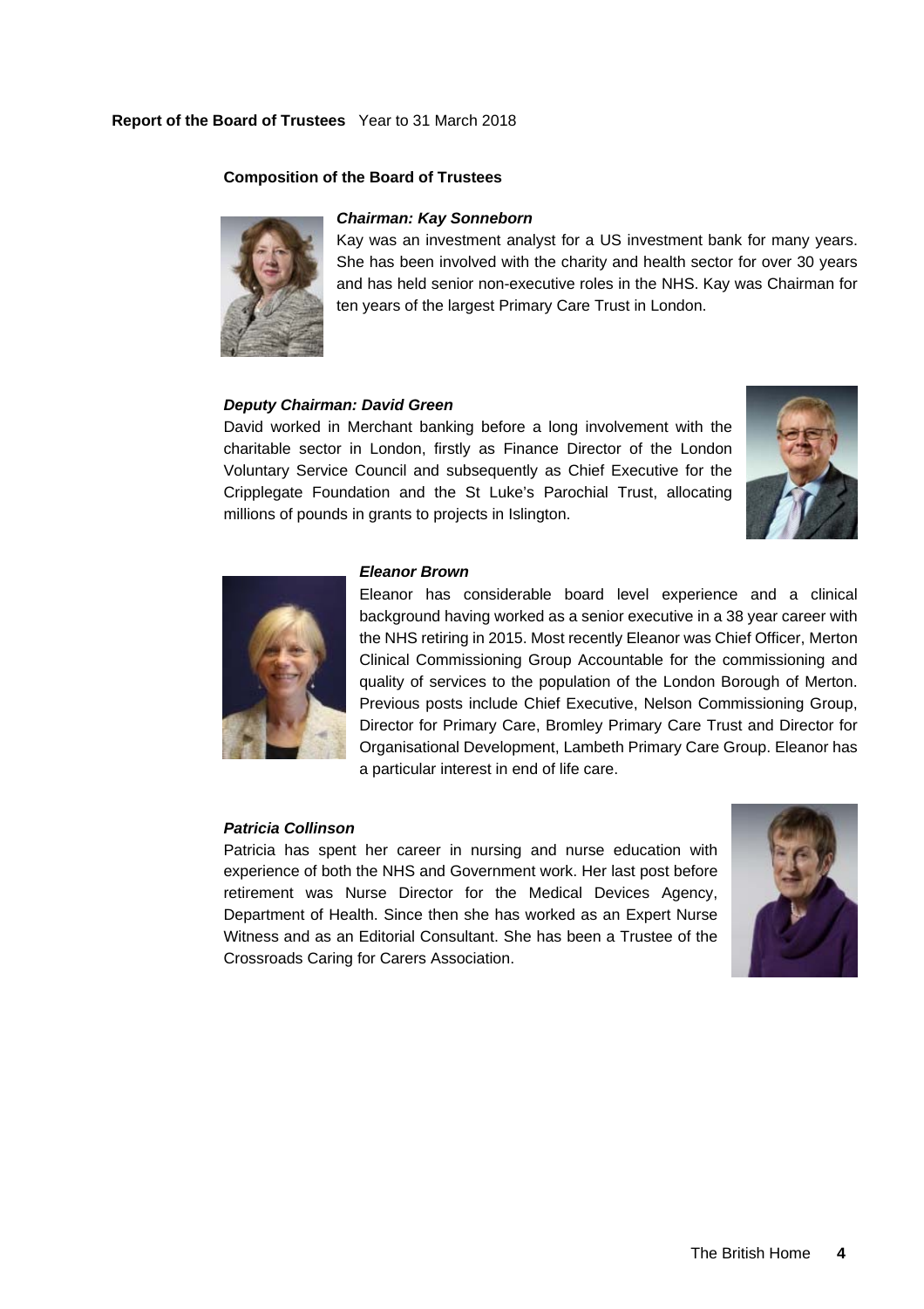## Composition of the Board of Trustees

***Chairman: Kay Sonneborn***

Kay was an investment analyst for a US investment bank for many years. She has been involved with the charity and health sector for over 30 years and has held senior non-executive roles in the NHS. Kay was Chairman for ten years of the largest Primary Care Trust in London.

***Deputy Chairman: David Green***

David worked in Merchant banking before a long involvement with the charitable sector in London, firstly as Finance Director of the London Voluntary Service Council and subsequently as Chief Executive for the Cripplegate Foundation and the St Luke's Parochial Trust, allocating millions of pounds in grants to projects in Islington.

***Eleanor Brown***

Eleanor has considerable board level experience and a clinical background having worked as a senior executive in a 38 year career with the NHS retiring in 2015. Most recently Eleanor was Chief Officer, Merton Clinical Commissioning Group Accountable for the commissioning and quality of services to the population of the London Borough of Merton. Previous posts include Chief Executive, Nelson Commissioning Group, Director for Primary Care, Bromley Primary Care Trust and Director for Organisational Development, Lambeth Primary Care Group. Eleanor has a particular interest in end of life care.

***Patricia Collinson***

Patricia has spent her career in nursing and nurse education with experience of both the NHS and Government work. Her last post before retirement was Nurse Director for the Medical Devices Agency, Department of Health. Since then she has worked as an Expert Nurse Witness and as an Editorial Consultant. She has been a Trustee of the Crossroads Caring for Carers Association.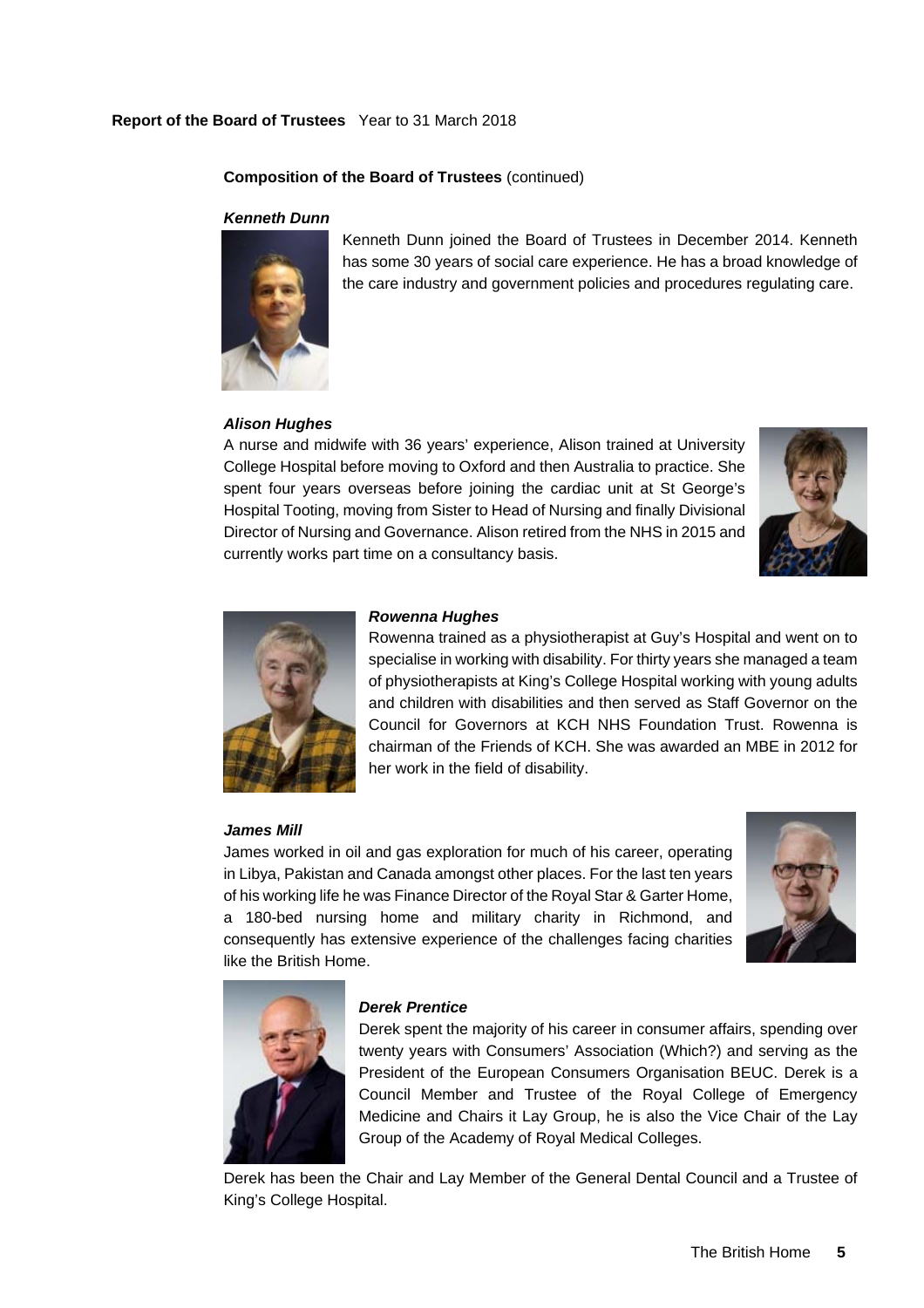**Report of the Board of Trustees** Year to 31 March 2018

**Composition of the Board of Trustees** (continued)

***Kenneth Dunn***

Kenneth Dunn joined the Board of Trustees in December 2014. Kenneth has some 30 years of social care experience. He has a broad knowledge of the care industry and government policies and procedures regulating care.

***Alison Hughes***

A nurse and midwife with 36 years' experience, Alison trained at University College Hospital before moving to Oxford and then Australia to practice. She spent four years overseas before joining the cardiac unit at St George's Hospital Tooting, moving from Sister to Head of Nursing and finally Divisional Director of Nursing and Governance. Alison retired from the NHS in 2015 and currently works part time on a consultancy basis.

***Rowenna Hughes***

Rowenna trained as a physiotherapist at Guy's Hospital and went on to specialise in working with disability. For thirty years she managed a team of physiotherapists at King's College Hospital working with young adults and children with disabilities and then served as Staff Governor on the Council for Governors at KCH NHS Foundation Trust. Rowenna is chairman of the Friends of KCH. She was awarded an MBE in 2012 for her work in the field of disability.

***James Mill***

James worked in oil and gas exploration for much of his career, operating in Libya, Pakistan and Canada amongst other places. For the last ten years of his working life he was Finance Director of the Royal Star & Garter Home, a 180-bed nursing home and military charity in Richmond, and consequently has extensive experience of the challenges facing charities like the British Home.

***Derek Prentice***

Derek spent the majority of his career in consumer affairs, spending over twenty years with Consumers' Association (Which?) and serving as the President of the European Consumers Organisation BEUC. Derek is a Council Member and Trustee of the Royal College of Emergency Medicine and Chairs it Lay Group, he is also the Vice Chair of the Lay Group of the Academy of Royal Medical Colleges.

Derek has been the Chair and Lay Member of the General Dental Council and a Trustee of King's College Hospital.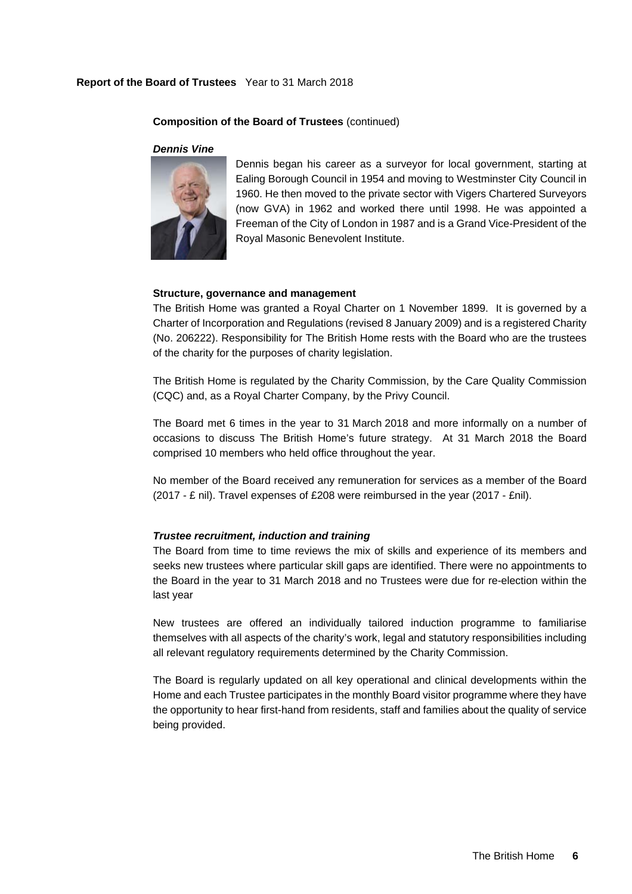**Report of the Board of Trustees** Year to 31 March 2018

**Composition of the Board of Trustees** (continued)

***Dennis Vine***

Dennis began his career as a surveyor for local government, starting at Ealing Borough Council in 1954 and moving to Westminster City Council in 1960. He then moved to the private sector with Vigers Chartered Surveyors (now GVA) in 1962 and worked there until 1998. He was appointed a Freeman of the City of London in 1987 and is a Grand Vice-President of the Royal Masonic Benevolent Institute.

**Structure, governance and management**

The British Home was granted a Royal Charter on 1 November 1899. It is governed by a Charter of Incorporation and Regulations (revised 8 January 2009) and is a registered Charity (No. 206222). Responsibility for The British Home rests with the Board who are the trustees of the charity for the purposes of charity legislation.

The British Home is regulated by the Charity Commission, by the Care Quality Commission (CQC) and, as a Royal Charter Company, by the Privy Council.

The Board met 6 times in the year to 31 March 2018 and more informally on a number of occasions to discuss The British Home's future strategy. At 31 March 2018 the Board comprised 10 members who held office throughout the year.

No member of the Board received any remuneration for services as a member of the Board (2017 - £ nil). Travel expenses of £208 were reimbursed in the year (2017 - £nil).

***Trustee recruitment, induction and training***

The Board from time to time reviews the mix of skills and experience of its members and seeks new trustees where particular skill gaps are identified. There were no appointments to the Board in the year to 31 March 2018 and no Trustees were due for re-election within the last year

New trustees are offered an individually tailored induction programme to familiarise themselves with all aspects of the charity's work, legal and statutory responsibilities including all relevant regulatory requirements determined by the Charity Commission.

The Board is regularly updated on all key operational and clinical developments within the Home and each Trustee participates in the monthly Board visitor programme where they have the opportunity to hear first-hand from residents, staff and families about the quality of service being provided.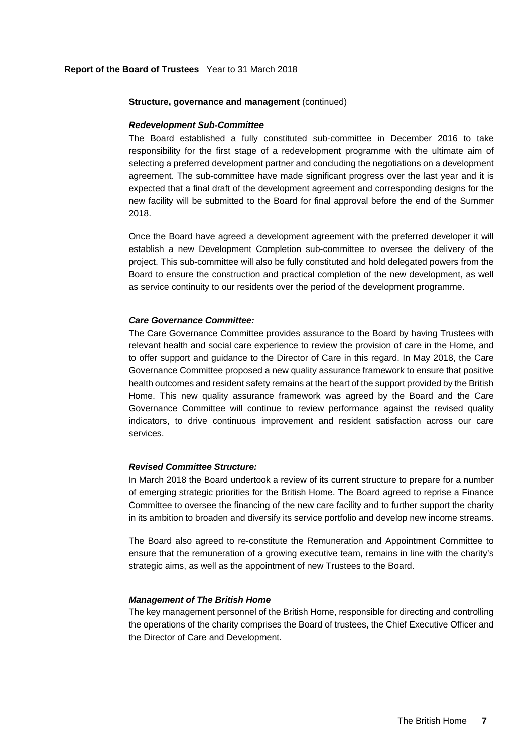**Structure, governance and management** (continued)

***Redevelopment Sub-Committee***

The Board established a fully constituted sub-committee in December 2016 to take responsibility for the first stage of a redevelopment programme with the ultimate aim of selecting a preferred development partner and concluding the negotiations on a development agreement. The sub-committee have made significant progress over the last year and it is expected that a final draft of the development agreement and corresponding designs for the new facility will be submitted to the Board for final approval before the end of the Summer 2018.

Once the Board have agreed a development agreement with the preferred developer it will establish a new Development Completion sub-committee to oversee the delivery of the project. This sub-committee will also be fully constituted and hold delegated powers from the Board to ensure the construction and practical completion of the new development, as well as service continuity to our residents over the period of the development programme.

***Care Governance Committee:***

The Care Governance Committee provides assurance to the Board by having Trustees with relevant health and social care experience to review the provision of care in the Home, and to offer support and guidance to the Director of Care in this regard. In May 2018, the Care Governance Committee proposed a new quality assurance framework to ensure that positive health outcomes and resident safety remains at the heart of the support provided by the British Home. This new quality assurance framework was agreed by the Board and the Care Governance Committee will continue to review performance against the revised quality indicators, to drive continuous improvement and resident satisfaction across our care services.

***Revised Committee Structure:***

In March 2018 the Board undertook a review of its current structure to prepare for a number of emerging strategic priorities for the British Home. The Board agreed to reprise a Finance Committee to oversee the financing of the new care facility and to further support the charity in its ambition to broaden and diversify its service portfolio and develop new income streams.

The Board also agreed to re-constitute the Remuneration and Appointment Committee to ensure that the remuneration of a growing executive team, remains in line with the charity's strategic aims, as well as the appointment of new Trustees to the Board.

***Management of The British Home***

The key management personnel of the British Home, responsible for directing and controlling the operations of the charity comprises the Board of trustees, the Chief Executive Officer and the Director of Care and Development.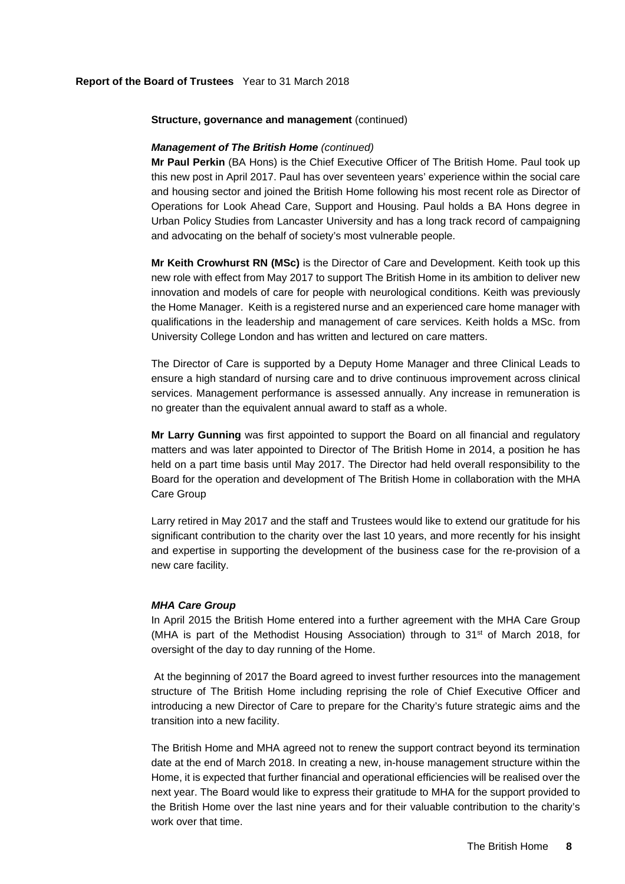**Structure, governance and management** (continued)

***Management of The British Home** (continued)*

**Mr Paul Perkin** (BA Hons) is the Chief Executive Officer of The British Home. Paul took up this new post in April 2017. Paul has over seventeen years' experience within the social care and housing sector and joined the British Home following his most recent role as Director of Operations for Look Ahead Care, Support and Housing. Paul holds a BA Hons degree in Urban Policy Studies from Lancaster University and has a long track record of campaigning and advocating on the behalf of society's most vulnerable people.

**Mr Keith Crowhurst RN (MSc)** is the Director of Care and Development. Keith took up this new role with effect from May 2017 to support The British Home in its ambition to deliver new innovation and models of care for people with neurological conditions. Keith was previously the Home Manager. Keith is a registered nurse and an experienced care home manager with qualifications in the leadership and management of care services. Keith holds a MSc. from University College London and has written and lectured on care matters.

The Director of Care is supported by a Deputy Home Manager and three Clinical Leads to ensure a high standard of nursing care and to drive continuous improvement across clinical services. Management performance is assessed annually. Any increase in remuneration is no greater than the equivalent annual award to staff as a whole.

**Mr Larry Gunning** was first appointed to support the Board on all financial and regulatory matters and was later appointed to Director of The British Home in 2014, a position he has held on a part time basis until May 2017. The Director had held overall responsibility to the Board for the operation and development of The British Home in collaboration with the MHA Care Group

Larry retired in May 2017 and the staff and Trustees would like to extend our gratitude for his significant contribution to the charity over the last 10 years, and more recently for his insight and expertise in supporting the development of the business case for the re-provision of a new care facility.

***MHA Care Group***

In April 2015 the British Home entered into a further agreement with the MHA Care Group (MHA is part of the Methodist Housing Association) through to 31st of March 2018, for oversight of the day to day running of the Home.

At the beginning of 2017 the Board agreed to invest further resources into the management structure of The British Home including reprising the role of Chief Executive Officer and introducing a new Director of Care to prepare for the Charity's future strategic aims and the transition into a new facility.

The British Home and MHA agreed not to renew the support contract beyond its termination date at the end of March 2018. In creating a new, in-house management structure within the Home, it is expected that further financial and operational efficiencies will be realised over the next year. The Board would like to express their gratitude to MHA for the support provided to the British Home over the last nine years and for their valuable contribution to the charity's work over that time.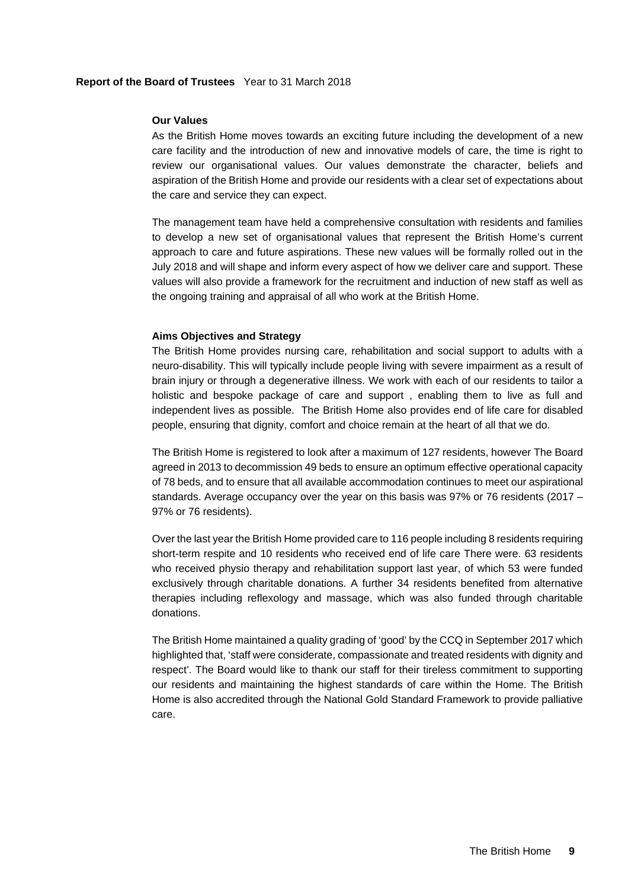### Our Values

As the British Home moves towards an exciting future including the development of a new care facility and the introduction of new and innovative models of care, the time is right to review our organisational values. Our values demonstrate the character, beliefs and aspiration of the British Home and provide our residents with a clear set of expectations about the care and service they can expect.

The management team have held a comprehensive consultation with residents and families to develop a new set of organisational values that represent the British Home's current approach to care and future aspirations. These new values will be formally rolled out in the July 2018 and will shape and inform every aspect of how we deliver care and support. These values will also provide a framework for the recruitment and induction of new staff as well as the ongoing training and appraisal of all who work at the British Home.

### Aims Objectives and Strategy

The British Home provides nursing care, rehabilitation and social support to adults with a neuro-disability. This will typically include people living with severe impairment as a result of brain injury or through a degenerative illness. We work with each of our residents to tailor a holistic and bespoke package of care and support , enabling them to live as full and independent lives as possible. The British Home also provides end of life care for disabled people, ensuring that dignity, comfort and choice remain at the heart of all that we do.

The British Home is registered to look after a maximum of 127 residents, however The Board agreed in 2013 to decommission 49 beds to ensure an optimum effective operational capacity of 78 beds, and to ensure that all available accommodation continues to meet our aspirational standards. Average occupancy over the year on this basis was 97% or 76 residents (2017 – 97% or 76 residents).

Over the last year the British Home provided care to 116 people including 8 residents requiring short-term respite and 10 residents who received end of life care There were. 63 residents who received physio therapy and rehabilitation support last year, of which 53 were funded exclusively through charitable donations. A further 34 residents benefited from alternative therapies including reflexology and massage, which was also funded through charitable donations.

The British Home maintained a quality grading of 'good' by the CCQ in September 2017 which highlighted that, 'staff were considerate, compassionate and treated residents with dignity and respect'. The Board would like to thank our staff for their tireless commitment to supporting our residents and maintaining the highest standards of care within the Home. The British Home is also accredited through the National Gold Standard Framework to provide palliative care.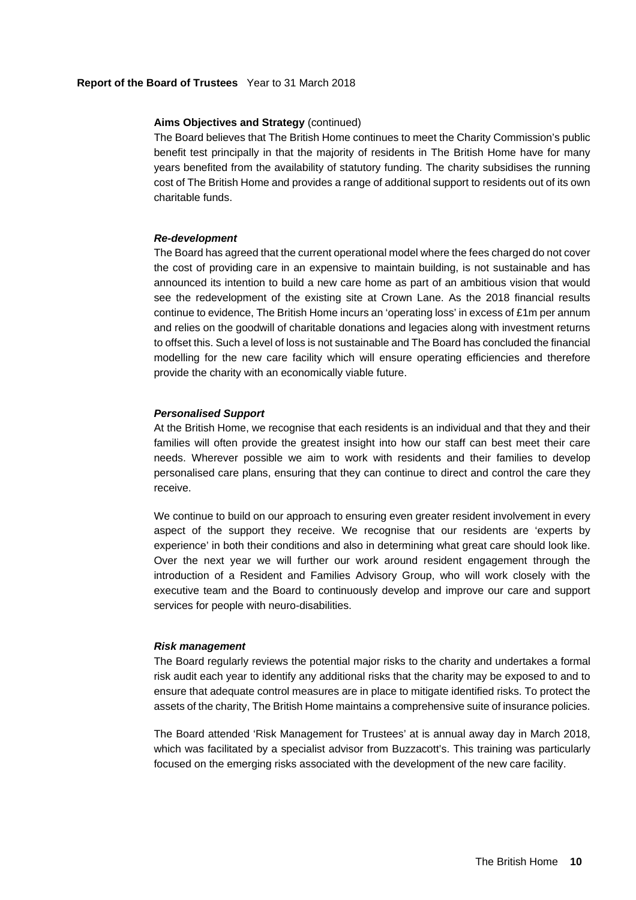**Aims Objectives and Strategy** (continued)

The Board believes that The British Home continues to meet the Charity Commission's public benefit test principally in that the majority of residents in The British Home have for many years benefited from the availability of statutory funding. The charity subsidises the running cost of The British Home and provides a range of additional support to residents out of its own charitable funds.

***Re-development***

The Board has agreed that the current operational model where the fees charged do not cover the cost of providing care in an expensive to maintain building, is not sustainable and has announced its intention to build a new care home as part of an ambitious vision that would see the redevelopment of the existing site at Crown Lane. As the 2018 financial results continue to evidence, The British Home incurs an 'operating loss' in excess of £1m per annum and relies on the goodwill of charitable donations and legacies along with investment returns to offset this. Such a level of loss is not sustainable and The Board has concluded the financial modelling for the new care facility which will ensure operating efficiencies and therefore provide the charity with an economically viable future.

***Personalised Support***

At the British Home, we recognise that each residents is an individual and that they and their families will often provide the greatest insight into how our staff can best meet their care needs. Wherever possible we aim to work with residents and their families to develop personalised care plans, ensuring that they can continue to direct and control the care they receive.

We continue to build on our approach to ensuring even greater resident involvement in every aspect of the support they receive. We recognise that our residents are 'experts by experience' in both their conditions and also in determining what great care should look like. Over the next year we will further our work around resident engagement through the introduction of a Resident and Families Advisory Group, who will work closely with the executive team and the Board to continuously develop and improve our care and support services for people with neuro-disabilities.

***Risk management***

The Board regularly reviews the potential major risks to the charity and undertakes a formal risk audit each year to identify any additional risks that the charity may be exposed to and to ensure that adequate control measures are in place to mitigate identified risks. To protect the assets of the charity, The British Home maintains a comprehensive suite of insurance policies.

The Board attended 'Risk Management for Trustees' at is annual away day in March 2018, which was facilitated by a specialist advisor from Buzzacott's. This training was particularly focused on the emerging risks associated with the development of the new care facility.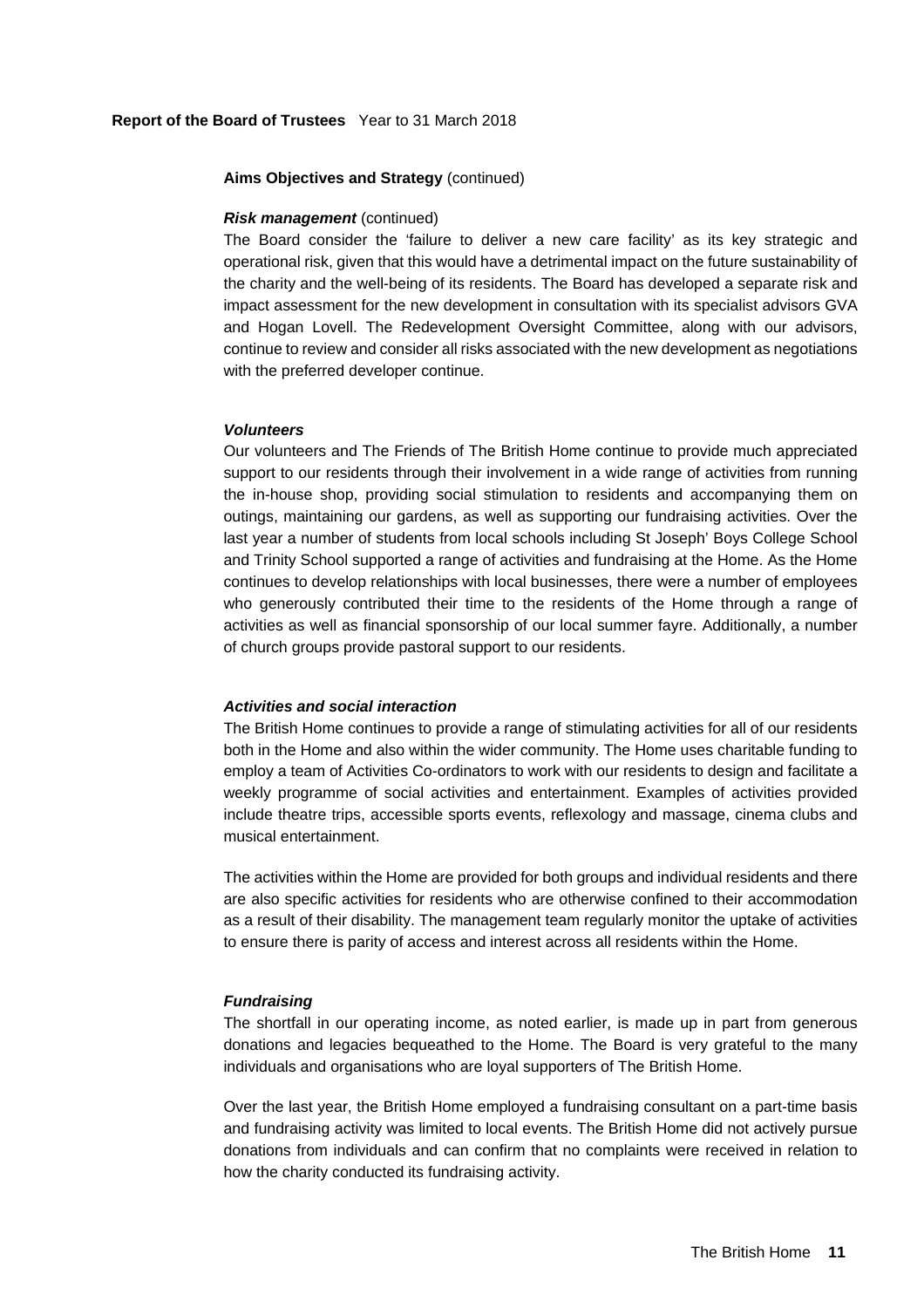## Aims Objectives and Strategy (continued)

### *Risk management* (continued)

The Board consider the 'failure to deliver a new care facility' as its key strategic and operational risk, given that this would have a detrimental impact on the future sustainability of the charity and the well-being of its residents. The Board has developed a separate risk and impact assessment for the new development in consultation with its specialist advisors GVA and Hogan Lovell. The Redevelopment Oversight Committee, along with our advisors, continue to review and consider all risks associated with the new development as negotiations with the preferred developer continue.

### *Volunteers*

Our volunteers and The Friends of The British Home continue to provide much appreciated support to our residents through their involvement in a wide range of activities from running the in-house shop, providing social stimulation to residents and accompanying them on outings, maintaining our gardens, as well as supporting our fundraising activities. Over the last year a number of students from local schools including St Joseph' Boys College School and Trinity School supported a range of activities and fundraising at the Home. As the Home continues to develop relationships with local businesses, there were a number of employees who generously contributed their time to the residents of the Home through a range of activities as well as financial sponsorship of our local summer fayre. Additionally, a number of church groups provide pastoral support to our residents.

### *Activities and social interaction*

The British Home continues to provide a range of stimulating activities for all of our residents both in the Home and also within the wider community. The Home uses charitable funding to employ a team of Activities Co-ordinators to work with our residents to design and facilitate a weekly programme of social activities and entertainment. Examples of activities provided include theatre trips, accessible sports events, reflexology and massage, cinema clubs and musical entertainment.

The activities within the Home are provided for both groups and individual residents and there are also specific activities for residents who are otherwise confined to their accommodation as a result of their disability. The management team regularly monitor the uptake of activities to ensure there is parity of access and interest across all residents within the Home.

### *Fundraising*

The shortfall in our operating income, as noted earlier, is made up in part from generous donations and legacies bequeathed to the Home. The Board is very grateful to the many individuals and organisations who are loyal supporters of The British Home.

Over the last year, the British Home employed a fundraising consultant on a part-time basis and fundraising activity was limited to local events. The British Home did not actively pursue donations from individuals and can confirm that no complaints were received in relation to how the charity conducted its fundraising activity.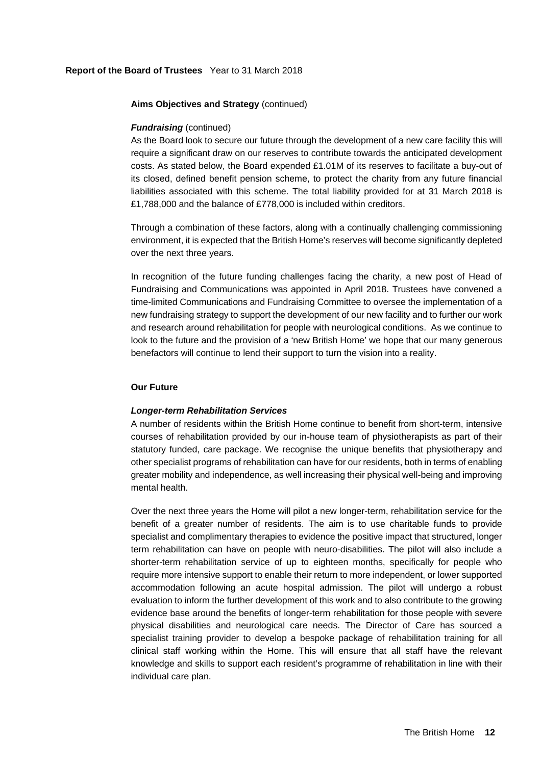**Aims Objectives and Strategy** (continued)

***Fundraising*** (continued)

As the Board look to secure our future through the development of a new care facility this will require a significant draw on our reserves to contribute towards the anticipated development costs. As stated below, the Board expended £1.01M of its reserves to facilitate a buy-out of its closed, defined benefit pension scheme, to protect the charity from any future financial liabilities associated with this scheme. The total liability provided for at 31 March 2018 is £1,788,000 and the balance of £778,000 is included within creditors.

Through a combination of these factors, along with a continually challenging commissioning environment, it is expected that the British Home's reserves will become significantly depleted over the next three years.

In recognition of the future funding challenges facing the charity, a new post of Head of Fundraising and Communications was appointed in April 2018. Trustees have convened a time-limited Communications and Fundraising Committee to oversee the implementation of a new fundraising strategy to support the development of our new facility and to further our work and research around rehabilitation for people with neurological conditions. As we continue to look to the future and the provision of a 'new British Home' we hope that our many generous benefactors will continue to lend their support to turn the vision into a reality.

**Our Future**

***Longer-term Rehabilitation Services***

A number of residents within the British Home continue to benefit from short-term, intensive courses of rehabilitation provided by our in-house team of physiotherapists as part of their statutory funded, care package. We recognise the unique benefits that physiotherapy and other specialist programs of rehabilitation can have for our residents, both in terms of enabling greater mobility and independence, as well increasing their physical well-being and improving mental health.

Over the next three years the Home will pilot a new longer-term, rehabilitation service for the benefit of a greater number of residents. The aim is to use charitable funds to provide specialist and complimentary therapies to evidence the positive impact that structured, longer term rehabilitation can have on people with neuro-disabilities. The pilot will also include a shorter-term rehabilitation service of up to eighteen months, specifically for people who require more intensive support to enable their return to more independent, or lower supported accommodation following an acute hospital admission. The pilot will undergo a robust evaluation to inform the further development of this work and to also contribute to the growing evidence base around the benefits of longer-term rehabilitation for those people with severe physical disabilities and neurological care needs. The Director of Care has sourced a specialist training provider to develop a bespoke package of rehabilitation training for all clinical staff working within the Home. This will ensure that all staff have the relevant knowledge and skills to support each resident's programme of rehabilitation in line with their individual care plan.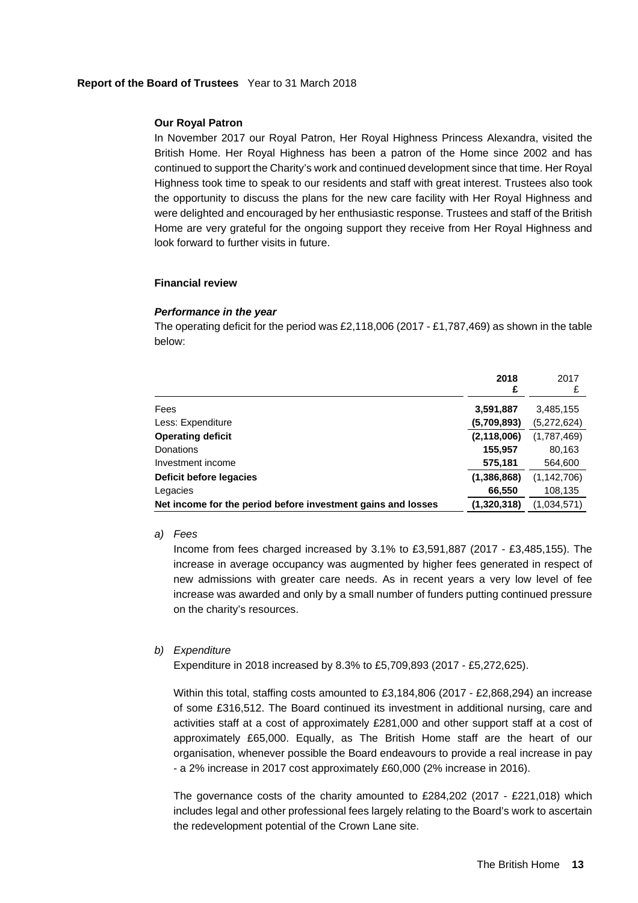**Report of the Board of Trustees** Year to 31 March 2018

### Our Royal Patron

In November 2017 our Royal Patron, Her Royal Highness Princess Alexandra, visited the British Home. Her Royal Highness has been a patron of the Home since 2002 and has continued to support the Charity's work and continued development since that time. Her Royal Highness took time to speak to our residents and staff with great interest. Trustees also took the opportunity to discuss the plans for the new care facility with Her Royal Highness and were delighted and encouraged by her enthusiastic response. Trustees and staff of the British Home are very grateful for the ongoing support they receive from Her Royal Highness and look forward to further visits in future.

### Financial review

#### *Performance in the year*

The operating deficit for the period was £2,118,006 (2017 - £1,787,469) as shown in the table below:

| | **2018** **£** | 2017 £ |
|---|---|---|
| Fees | **3,591,887** | 3,485,155 |
| Less: Expenditure | **(5,709,893)** | (5,272,624) |
| **Operating deficit** | **(2,118,006)** | (1,787,469) |
| Donations | **155,957** | 80,163 |
| Investment income | **575,181** | 564,600 |
| **Deficit before legacies** | **(1,386,868)** | (1,142,706) |
| Legacies | **66,550** | 108,135 |
| **Net income for the period before investment gains and losses** | **(1,320,318)** | (1,034,571) |

a) *Fees*

Income from fees charged increased by 3.1% to £3,591,887 (2017 - £3,485,155). The increase in average occupancy was augmented by higher fees generated in respect of new admissions with greater care needs. As in recent years a very low level of fee increase was awarded and only by a small number of funders putting continued pressure on the charity's resources.

b) *Expenditure*

Expenditure in 2018 increased by 8.3% to £5,709,893 (2017 - £5,272,625).

Within this total, staffing costs amounted to £3,184,806 (2017 - £2,868,294) an increase of some £316,512. The Board continued its investment in additional nursing, care and activities staff at a cost of approximately £281,000 and other support staff at a cost of approximately £65,000. Equally, as The British Home staff are the heart of our organisation, whenever possible the Board endeavours to provide a real increase in pay - a 2% increase in 2017 cost approximately £60,000 (2% increase in 2016).

The governance costs of the charity amounted to £284,202 (2017 - £221,018) which includes legal and other professional fees largely relating to the Board's work to ascertain the redevelopment potential of the Crown Lane site.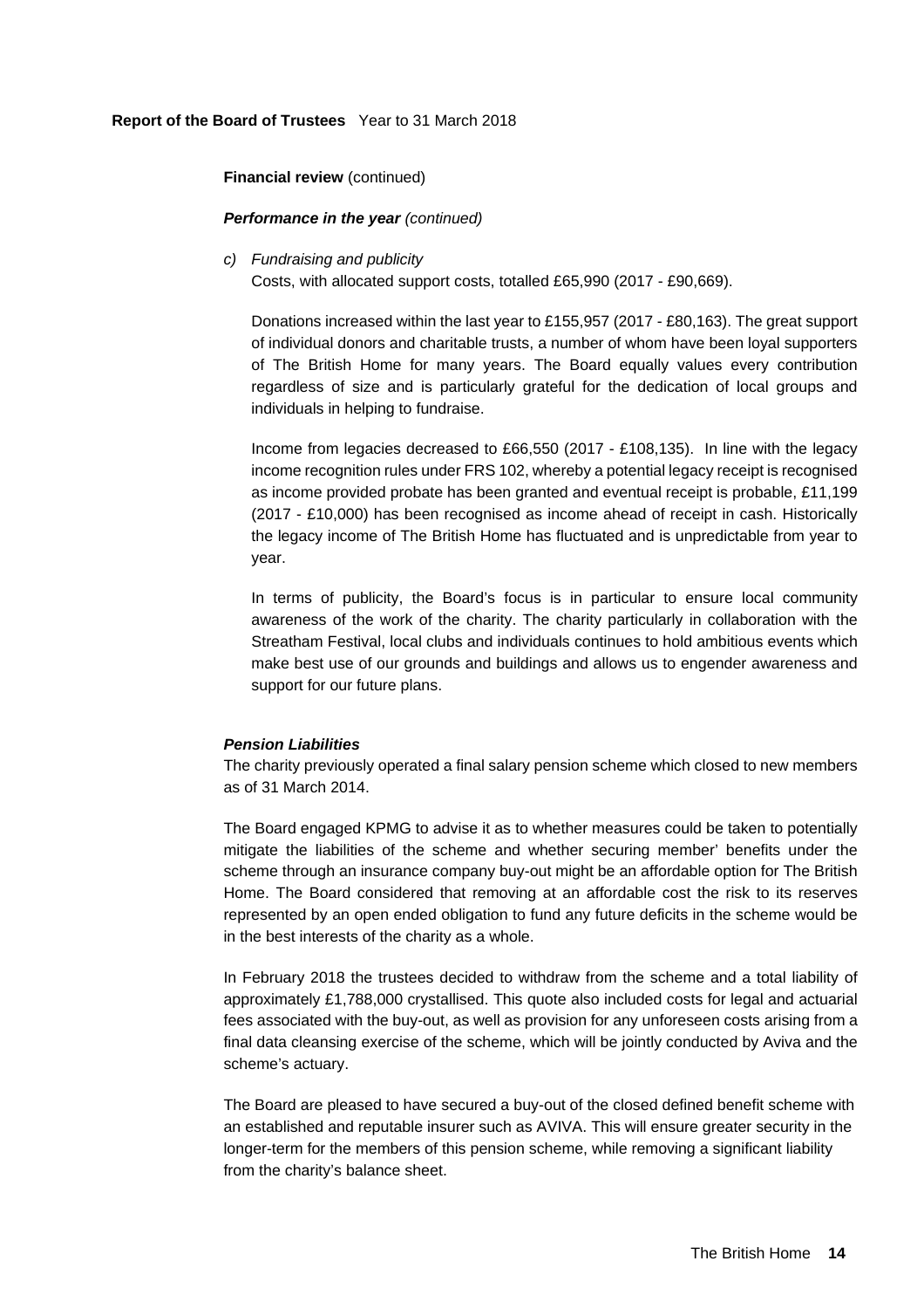**Report of the Board of Trustees** Year to 31 March 2018

**Financial review** (continued)

***Performance in the year*** *(continued)*

c) *Fundraising and publicity*

Costs, with allocated support costs, totalled £65,990 (2017 - £90,669).

Donations increased within the last year to £155,957 (2017 - £80,163). The great support of individual donors and charitable trusts, a number of whom have been loyal supporters of The British Home for many years. The Board equally values every contribution regardless of size and is particularly grateful for the dedication of local groups and individuals in helping to fundraise.

Income from legacies decreased to £66,550 (2017 - £108,135). In line with the legacy income recognition rules under FRS 102, whereby a potential legacy receipt is recognised as income provided probate has been granted and eventual receipt is probable, £11,199 (2017 - £10,000) has been recognised as income ahead of receipt in cash. Historically the legacy income of The British Home has fluctuated and is unpredictable from year to year.

In terms of publicity, the Board's focus is in particular to ensure local community awareness of the work of the charity. The charity particularly in collaboration with the Streatham Festival, local clubs and individuals continues to hold ambitious events which make best use of our grounds and buildings and allows us to engender awareness and support for our future plans.

***Pension Liabilities***

The charity previously operated a final salary pension scheme which closed to new members as of 31 March 2014.

The Board engaged KPMG to advise it as to whether measures could be taken to potentially mitigate the liabilities of the scheme and whether securing member' benefits under the scheme through an insurance company buy-out might be an affordable option for The British Home. The Board considered that removing at an affordable cost the risk to its reserves represented by an open ended obligation to fund any future deficits in the scheme would be in the best interests of the charity as a whole.

In February 2018 the trustees decided to withdraw from the scheme and a total liability of approximately £1,788,000 crystallised. This quote also included costs for legal and actuarial fees associated with the buy-out, as well as provision for any unforeseen costs arising from a final data cleansing exercise of the scheme, which will be jointly conducted by Aviva and the scheme's actuary.

The Board are pleased to have secured a buy-out of the closed defined benefit scheme with an established and reputable insurer such as AVIVA. This will ensure greater security in the longer-term for the members of this pension scheme, while removing a significant liability from the charity's balance sheet.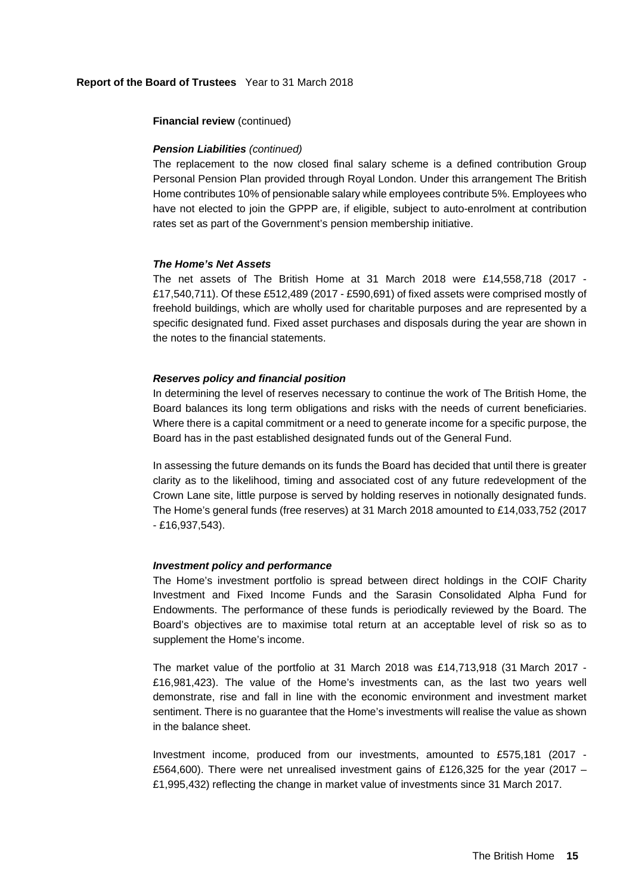**Report of the Board of Trustees** Year to 31 March 2018

**Financial review** (continued)

***Pension Liabilities*** *(continued)*

The replacement to the now closed final salary scheme is a defined contribution Group Personal Pension Plan provided through Royal London. Under this arrangement The British Home contributes 10% of pensionable salary while employees contribute 5%. Employees who have not elected to join the GPPP are, if eligible, subject to auto-enrolment at contribution rates set as part of the Government's pension membership initiative.

***The Home's Net Assets***

The net assets of The British Home at 31 March 2018 were £14,558,718 (2017 - £17,540,711). Of these £512,489 (2017 - £590,691) of fixed assets were comprised mostly of freehold buildings, which are wholly used for charitable purposes and are represented by a specific designated fund. Fixed asset purchases and disposals during the year are shown in the notes to the financial statements.

***Reserves policy and financial position***

In determining the level of reserves necessary to continue the work of The British Home, the Board balances its long term obligations and risks with the needs of current beneficiaries. Where there is a capital commitment or a need to generate income for a specific purpose, the Board has in the past established designated funds out of the General Fund.

In assessing the future demands on its funds the Board has decided that until there is greater clarity as to the likelihood, timing and associated cost of any future redevelopment of the Crown Lane site, little purpose is served by holding reserves in notionally designated funds. The Home's general funds (free reserves) at 31 March 2018 amounted to £14,033,752 (2017 - £16,937,543).

***Investment policy and performance***

The Home's investment portfolio is spread between direct holdings in the COIF Charity Investment and Fixed Income Funds and the Sarasin Consolidated Alpha Fund for Endowments. The performance of these funds is periodically reviewed by the Board. The Board's objectives are to maximise total return at an acceptable level of risk so as to supplement the Home's income.

The market value of the portfolio at 31 March 2018 was £14,713,918 (31 March 2017 - £16,981,423). The value of the Home's investments can, as the last two years well demonstrate, rise and fall in line with the economic environment and investment market sentiment. There is no guarantee that the Home's investments will realise the value as shown in the balance sheet.

Investment income, produced from our investments, amounted to £575,181 (2017 - £564,600). There were net unrealised investment gains of £126,325 for the year (2017 – £1,995,432) reflecting the change in market value of investments since 31 March 2017.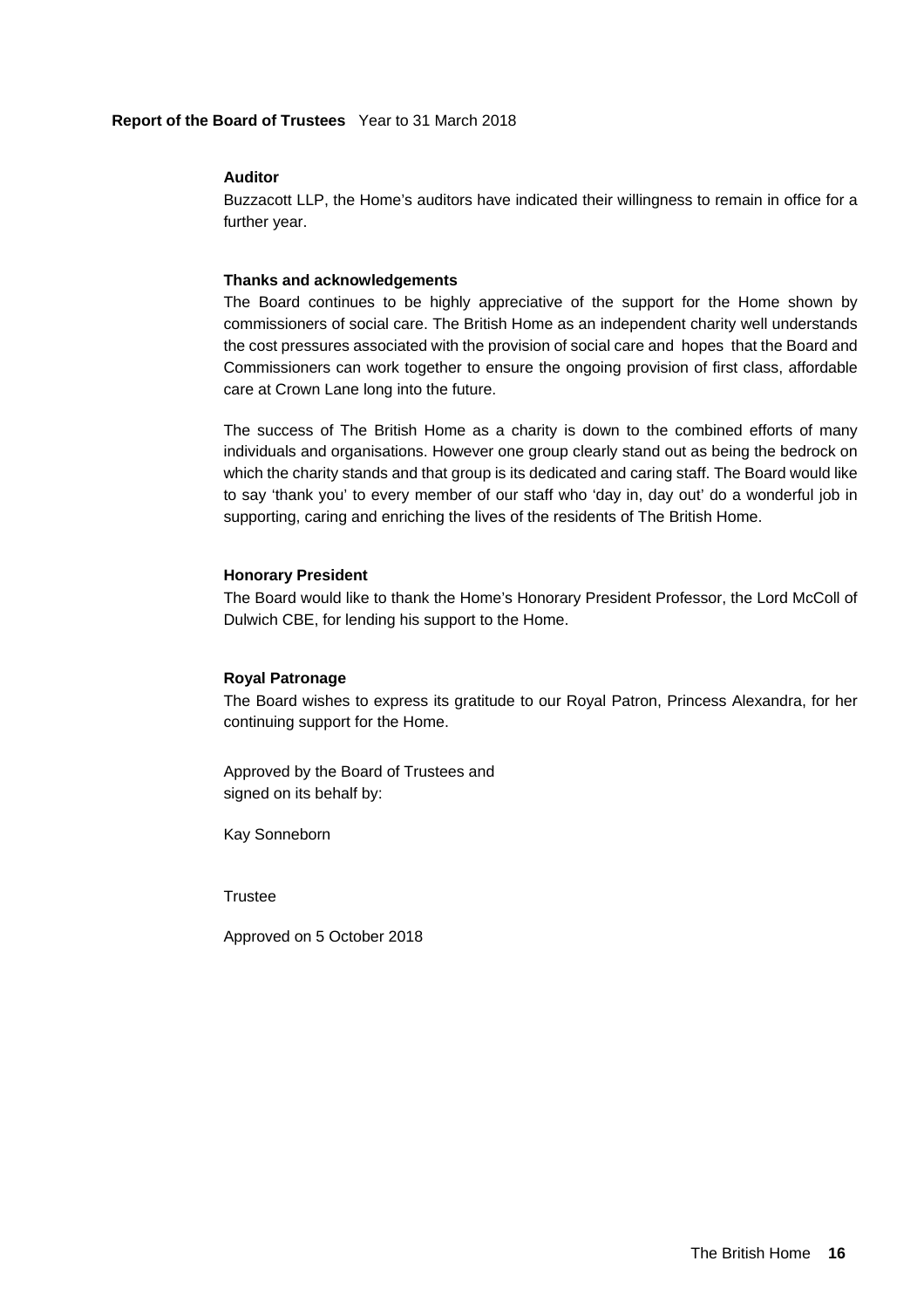### Auditor

Buzzacott LLP, the Home's auditors have indicated their willingness to remain in office for a further year.

### Thanks and acknowledgements

The Board continues to be highly appreciative of the support for the Home shown by commissioners of social care. The British Home as an independent charity well understands the cost pressures associated with the provision of social care and hopes that the Board and Commissioners can work together to ensure the ongoing provision of first class, affordable care at Crown Lane long into the future.

The success of The British Home as a charity is down to the combined efforts of many individuals and organisations. However one group clearly stand out as being the bedrock on which the charity stands and that group is its dedicated and caring staff. The Board would like to say 'thank you' to every member of our staff who 'day in, day out' do a wonderful job in supporting, caring and enriching the lives of the residents of The British Home.

### Honorary President

The Board would like to thank the Home's Honorary President Professor, the Lord McColl of Dulwich CBE, for lending his support to the Home.

### Royal Patronage

The Board wishes to express its gratitude to our Royal Patron, Princess Alexandra, for her continuing support for the Home.

Approved by the Board of Trustees and signed on its behalf by:

Kay Sonneborn

Trustee

Approved on 5 October 2018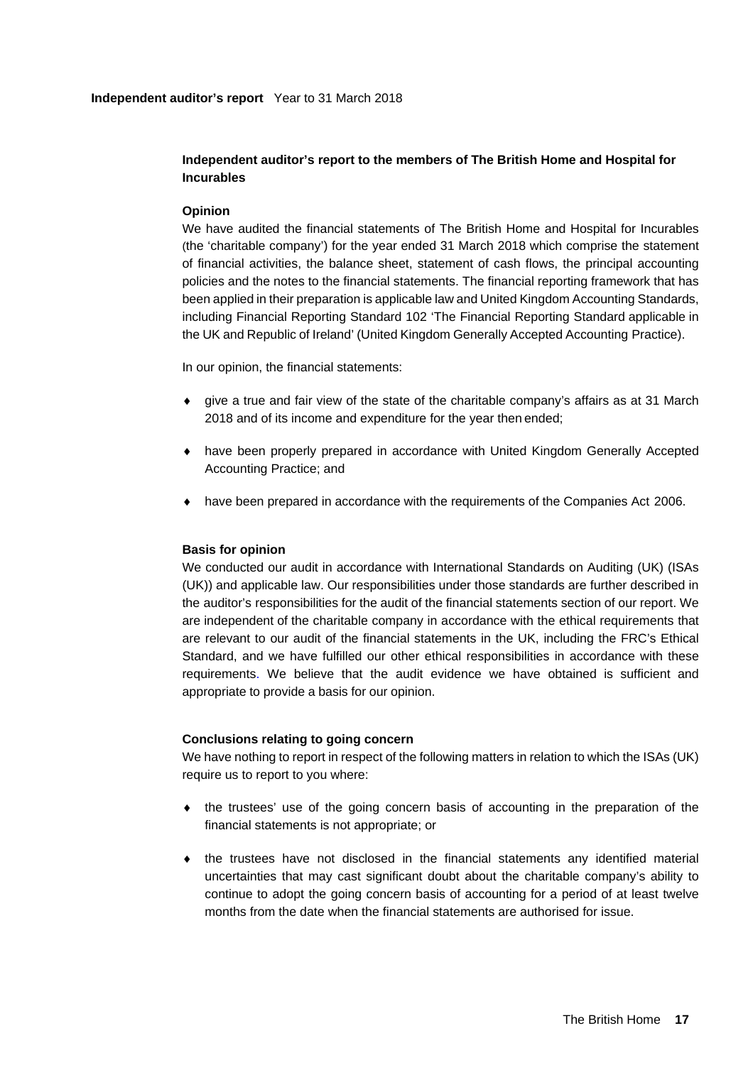## Independent auditor's report to the members of The British Home and Hospital for Incurables

### Opinion

We have audited the financial statements of The British Home and Hospital for Incurables (the 'charitable company') for the year ended 31 March 2018 which comprise the statement of financial activities, the balance sheet, statement of cash flows, the principal accounting policies and the notes to the financial statements. The financial reporting framework that has been applied in their preparation is applicable law and United Kingdom Accounting Standards, including Financial Reporting Standard 102 'The Financial Reporting Standard applicable in the UK and Republic of Ireland' (United Kingdom Generally Accepted Accounting Practice).

In our opinion, the financial statements:

- give a true and fair view of the state of the charitable company's affairs as at 31 March 2018 and of its income and expenditure for the year then ended;
- have been properly prepared in accordance with United Kingdom Generally Accepted Accounting Practice; and
- have been prepared in accordance with the requirements of the Companies Act 2006.

### Basis for opinion

We conducted our audit in accordance with International Standards on Auditing (UK) (ISAs (UK)) and applicable law. Our responsibilities under those standards are further described in the auditor's responsibilities for the audit of the financial statements section of our report. We are independent of the charitable company in accordance with the ethical requirements that are relevant to our audit of the financial statements in the UK, including the FRC's Ethical Standard, and we have fulfilled our other ethical responsibilities in accordance with these requirements. We believe that the audit evidence we have obtained is sufficient and appropriate to provide a basis for our opinion.

### Conclusions relating to going concern

We have nothing to report in respect of the following matters in relation to which the ISAs (UK) require us to report to you where:

- the trustees' use of the going concern basis of accounting in the preparation of the financial statements is not appropriate; or
- the trustees have not disclosed in the financial statements any identified material uncertainties that may cast significant doubt about the charitable company's ability to continue to adopt the going concern basis of accounting for a period of at least twelve months from the date when the financial statements are authorised for issue.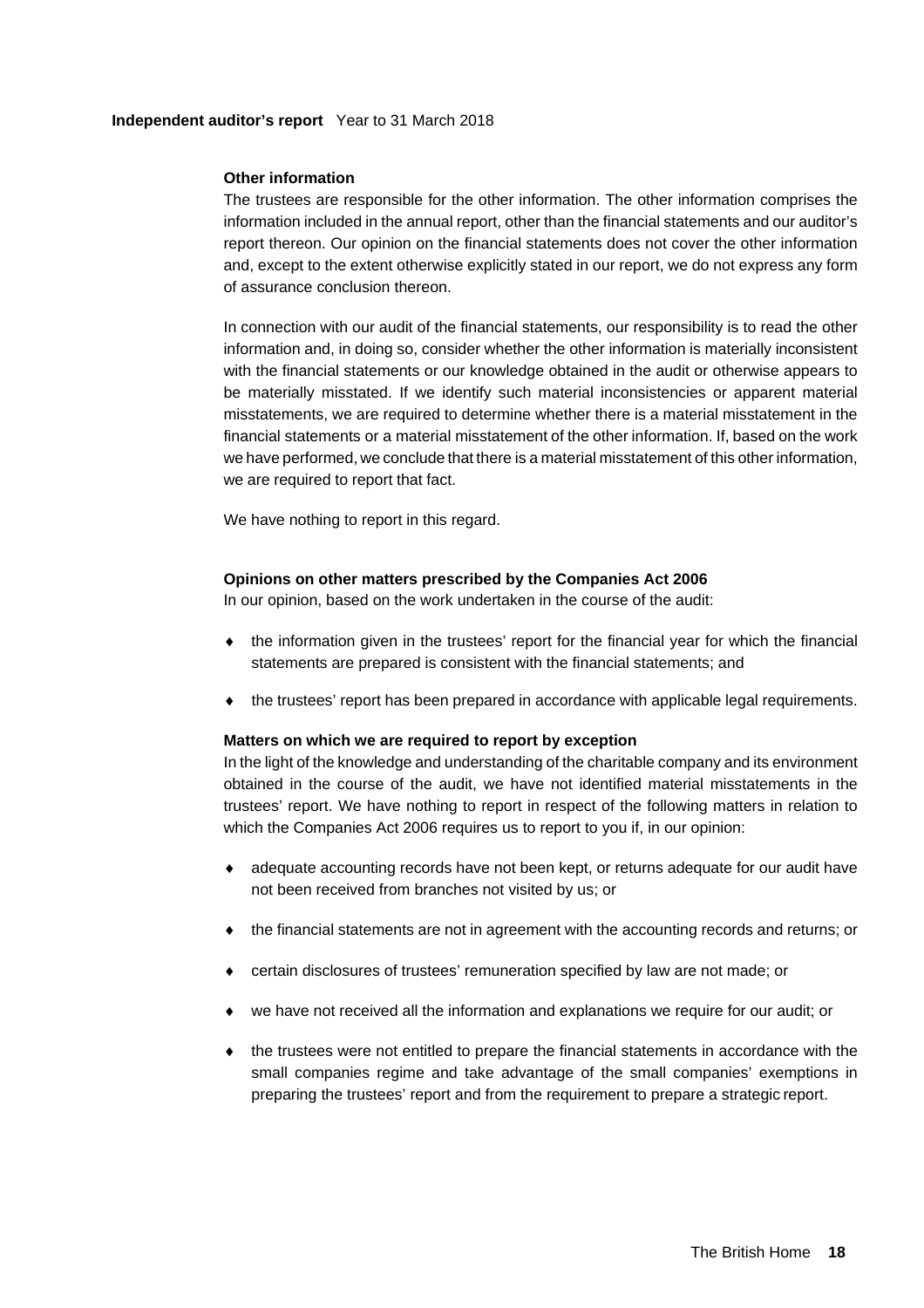### Other information

The trustees are responsible for the other information. The other information comprises the information included in the annual report, other than the financial statements and our auditor's report thereon. Our opinion on the financial statements does not cover the other information and, except to the extent otherwise explicitly stated in our report, we do not express any form of assurance conclusion thereon.

In connection with our audit of the financial statements, our responsibility is to read the other information and, in doing so, consider whether the other information is materially inconsistent with the financial statements or our knowledge obtained in the audit or otherwise appears to be materially misstated. If we identify such material inconsistencies or apparent material misstatements, we are required to determine whether there is a material misstatement in the financial statements or a material misstatement of the other information. If, based on the work we have performed, we conclude that there is a material misstatement of this other information, we are required to report that fact.

We have nothing to report in this regard.

### Opinions on other matters prescribed by the Companies Act 2006

In our opinion, based on the work undertaken in the course of the audit:

- the information given in the trustees' report for the financial year for which the financial statements are prepared is consistent with the financial statements; and
- the trustees' report has been prepared in accordance with applicable legal requirements.

### Matters on which we are required to report by exception

In the light of the knowledge and understanding of the charitable company and its environment obtained in the course of the audit, we have not identified material misstatements in the trustees' report. We have nothing to report in respect of the following matters in relation to which the Companies Act 2006 requires us to report to you if, in our opinion:

- adequate accounting records have not been kept, or returns adequate for our audit have not been received from branches not visited by us; or
- the financial statements are not in agreement with the accounting records and returns; or
- certain disclosures of trustees' remuneration specified by law are not made; or
- we have not received all the information and explanations we require for our audit; or
- the trustees were not entitled to prepare the financial statements in accordance with the small companies regime and take advantage of the small companies' exemptions in preparing the trustees' report and from the requirement to prepare a strategic report.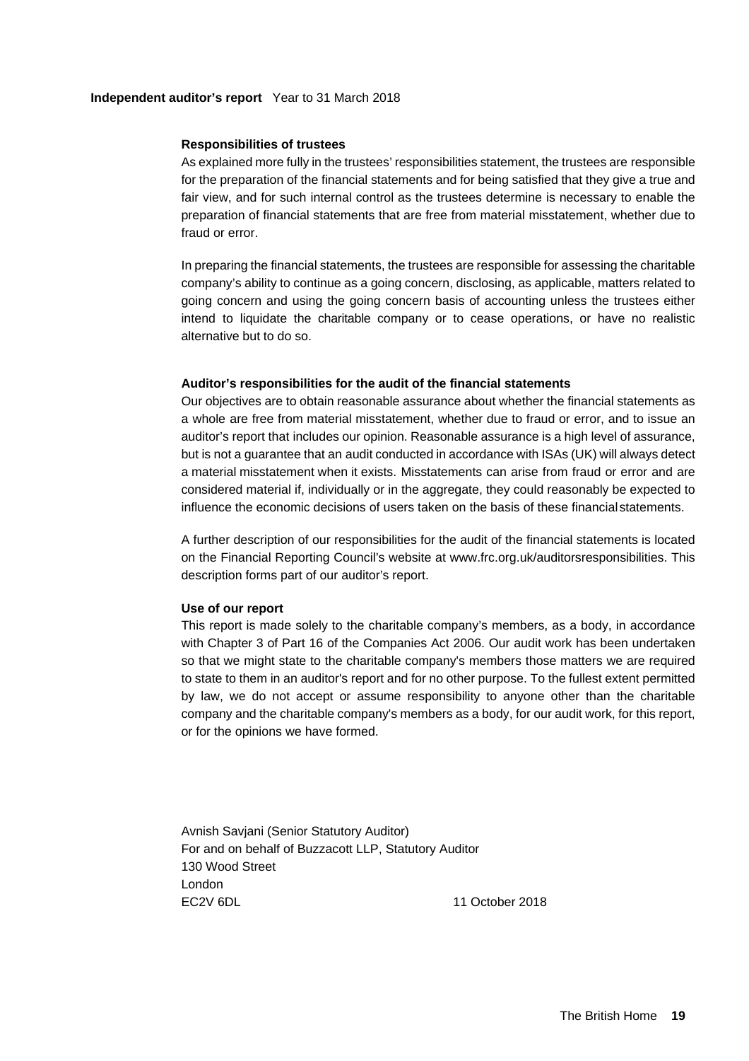**Independent auditor's report** Year to 31 March 2018

### Responsibilities of trustees

As explained more fully in the trustees' responsibilities statement, the trustees are responsible for the preparation of the financial statements and for being satisfied that they give a true and fair view, and for such internal control as the trustees determine is necessary to enable the preparation of financial statements that are free from material misstatement, whether due to fraud or error.

In preparing the financial statements, the trustees are responsible for assessing the charitable company's ability to continue as a going concern, disclosing, as applicable, matters related to going concern and using the going concern basis of accounting unless the trustees either intend to liquidate the charitable company or to cease operations, or have no realistic alternative but to do so.

### Auditor's responsibilities for the audit of the financial statements

Our objectives are to obtain reasonable assurance about whether the financial statements as a whole are free from material misstatement, whether due to fraud or error, and to issue an auditor's report that includes our opinion. Reasonable assurance is a high level of assurance, but is not a guarantee that an audit conducted in accordance with ISAs (UK) will always detect a material misstatement when it exists. Misstatements can arise from fraud or error and are considered material if, individually or in the aggregate, they could reasonably be expected to influence the economic decisions of users taken on the basis of these financial statements.

A further description of our responsibilities for the audit of the financial statements is located on the Financial Reporting Council's website at www.frc.org.uk/auditorsresponsibilities. This description forms part of our auditor's report.

### Use of our report

This report is made solely to the charitable company's members, as a body, in accordance with Chapter 3 of Part 16 of the Companies Act 2006. Our audit work has been undertaken so that we might state to the charitable company's members those matters we are required to state to them in an auditor's report and for no other purpose. To the fullest extent permitted by law, we do not accept or assume responsibility to anyone other than the charitable company and the charitable company's members as a body, for our audit work, for this report, or for the opinions we have formed.

Avnish Savjani (Senior Statutory Auditor)
For and on behalf of Buzzacott LLP, Statutory Auditor
130 Wood Street
London
EC2V 6DL

11 October 2018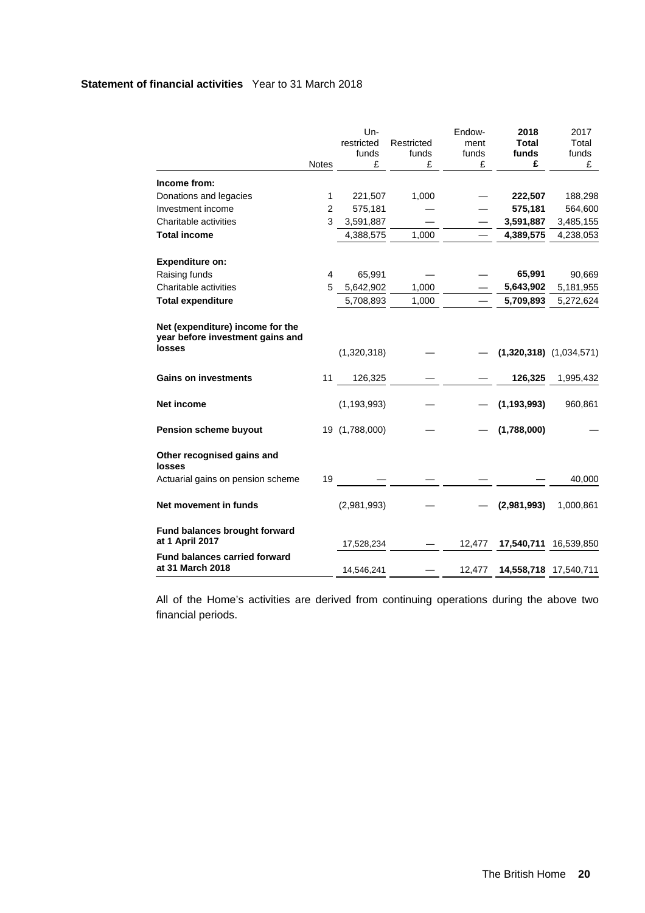**Statement of financial activities** Year to 31 March 2018

| | Notes | Un-restricted funds £ | Restricted funds £ | Endow-ment funds £ | **2018 Total funds £** | 2017 Total funds £ |
|---|---|---|---|---|---|---|
| **Income from:** | | | | | | |
| Donations and legacies | 1 | 221,507 | 1,000 | — | **222,507** | 188,298 |
| Investment income | 2 | 575,181 | — | — | **575,181** | 564,600 |
| Charitable activities | 3 | 3,591,887 | — | — | **3,591,887** | 3,485,155 |
| **Total income** | | 4,388,575 | 1,000 | — | **4,389,575** | 4,238,053 |
| **Expenditure on:** | | | | | | |
| Raising funds | 4 | 65,991 | — | — | **65,991** | 90,669 |
| Charitable activities | 5 | 5,642,902 | 1,000 | — | **5,643,902** | 5,181,955 |
| **Total expenditure** | | 5,708,893 | 1,000 | — | **5,709,893** | 5,272,624 |
| **Net (expenditure) income for the year before investment gains and losses** | | (1,320,318) | — | — | **(1,320,318)** | (1,034,571) |
| **Gains on investments** | 11 | 126,325 | — | — | **126,325** | 1,995,432 |
| **Net income** | | (1,193,993) | — | — | **(1,193,993)** | 960,861 |
| **Pension scheme buyout** | 19 | (1,788,000) | — | — | **(1,788,000)** | — |
| **Other recognised gains and losses** | | | | | | |
| Actuarial gains on pension scheme | 19 | — | — | — | **—** | 40,000 |
| **Net movement in funds** | | (2,981,993) | — | — | **(2,981,993)** | 1,000,861 |
| **Fund balances brought forward at 1 April 2017** | | 17,528,234 | — | 12,477 | **17,540,711** | 16,539,850 |
| **Fund balances carried forward at 31 March 2018** | | 14,546,241 | — | 12,477 | **14,558,718** | 17,540,711 |

All of the Home's activities are derived from continuing operations during the above two financial periods.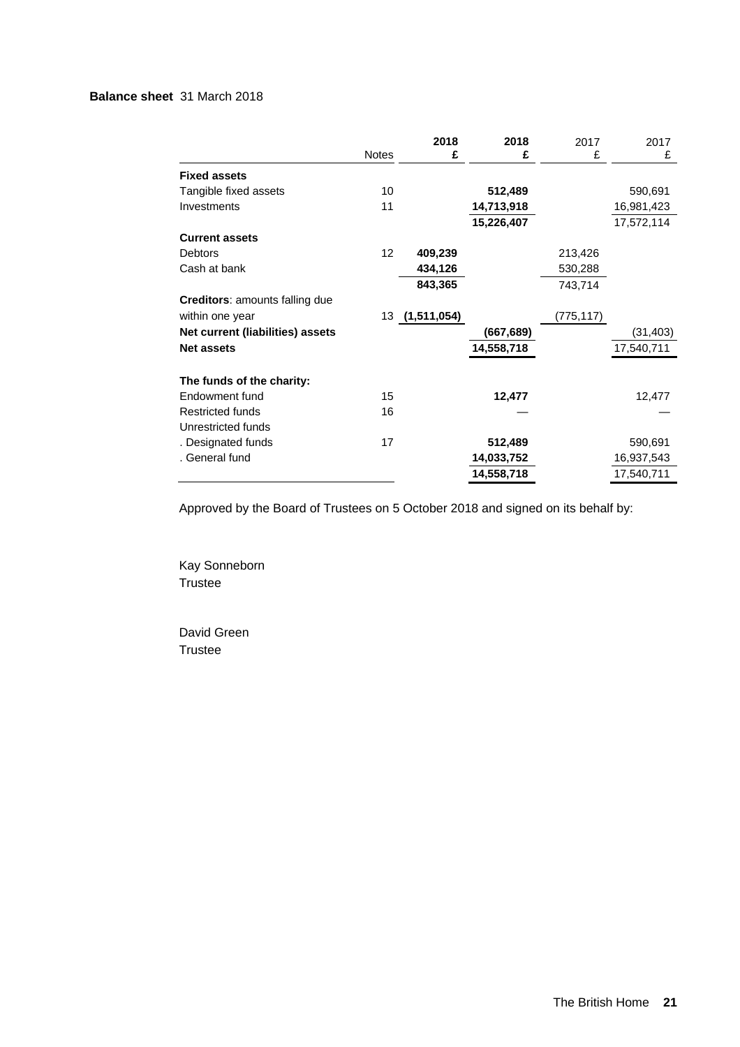**Balance sheet** 31 March 2018

| | Notes | 2018 £ | 2018 £ | 2017 £ | 2017 £ |
|---|---|---|---|---|---|
| **Fixed assets** | | | | | |
| Tangible fixed assets | 10 | | **512,489** | | 590,691 |
| Investments | 11 | | **14,713,918** | | 16,981,423 |
| | | | **15,226,407** | | 17,572,114 |
| **Current assets** | | | | | |
| Debtors | 12 | **409,239** | | 213,426 | |
| Cash at bank | | **434,126** | | 530,288 | |
| | | **843,365** | | 743,714 | |
| **Creditors**: amounts falling due within one year | 13 | **(1,511,054)** | | (775,117) | |
| **Net current (liabilities) assets** | | | **(667,689)** | | (31,403) |
| **Net assets** | | | **14,558,718** | | 17,540,711 |
| | | | | | |
| **The funds of the charity:** | | | | | |
| Endowment fund | 15 | | **12,477** | | 12,477 |
| Restricted funds | 16 | | — | | — |
| Unrestricted funds | | | | | |
| . Designated funds | 17 | | **512,489** | | 590,691 |
| . General fund | | | **14,033,752** | | 16,937,543 |
| | | | **14,558,718** | | 17,540,711 |

Approved by the Board of Trustees on 5 October 2018 and signed on its behalf by:

Kay Sonneborn
Trustee

David Green
Trustee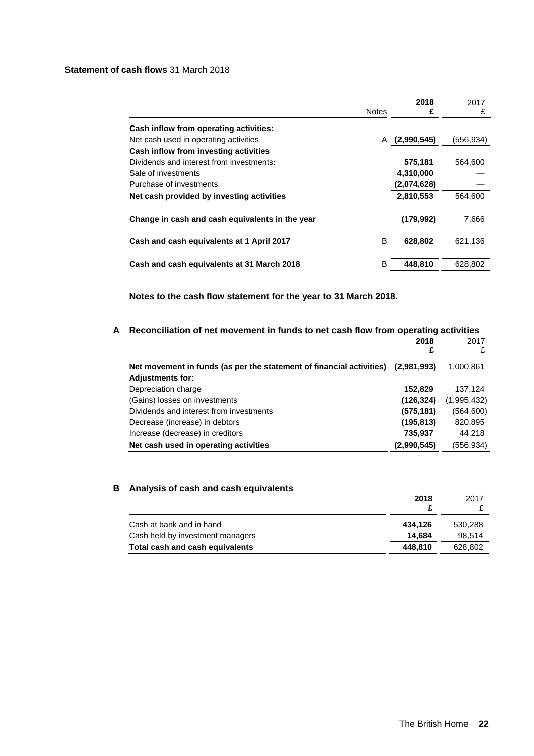**Statement of cash flows** 31 March 2018

| | Notes | 2018 £ | 2017 £ |
|---|---|---|---|
| **Cash inflow from operating activities:** | | | |
| Net cash used in operating activities | A | **(2,990,545)** | (556,934) |
| **Cash inflow from investing activities** | | | |
| Dividends and interest from investments**:** | | **575,181** | 564,600 |
| Sale of investments | | **4,310,000** | — |
| Purchase of investments | | **(2,074,628)** | — |
| **Net cash provided by investing activities** | | **2,810,553** | 564,600 |
| **Change in cash and cash equivalents in the year** | | **(179,992)** | 7,666 |
| **Cash and cash equivalents at 1 April 2017** | B | **628,802** | 621,136 |
| **Cash and cash equivalents at 31 March 2018** | B | **448,810** | 628,802 |

**Notes to the cash flow statement for the year to 31 March 2018.**

## A Reconciliation of net movement in funds to net cash flow from operating activities

| | 2018 £ | 2017 £ |
|---|---|---|
| **Net movement in funds (as per the statement of financial activities)** | **(2,981,993)** | 1,000,861 |
| **Adjustments for:** | | |
| Depreciation charge | **152,829** | 137,124 |
| (Gains) losses on investments | **(126,324)** | (1,995,432) |
| Dividends and interest from investments | **(575,181)** | (564,600) |
| Decrease (increase) in debtors | **(195,813)** | 820,895 |
| Increase (decrease) in creditors | **735,937** | 44,218 |
| **Net cash used in operating activities** | **(2,990,545)** | (556,934) |

## B Analysis of cash and cash equivalents

| | 2018 £ | 2017 £ |
|---|---|---|
| Cash at bank and in hand | **434,126** | 530,288 |
| Cash held by investment managers | **14,684** | 98,514 |
| **Total cash and cash equivalents** | **448,810** | 628,802 |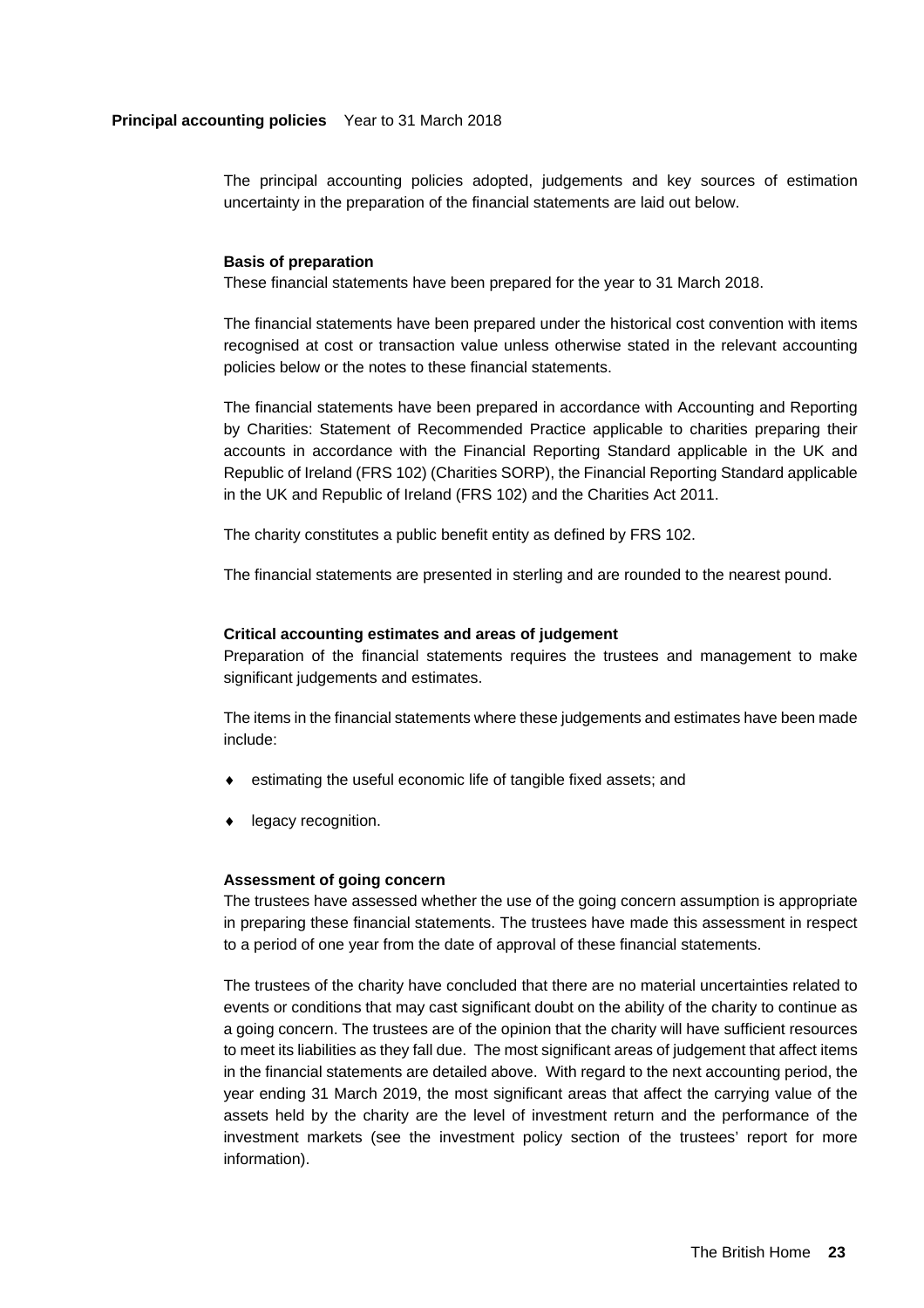**Principal accounting policies** Year to 31 March 2018

The principal accounting policies adopted, judgements and key sources of estimation uncertainty in the preparation of the financial statements are laid out below.

**Basis of preparation**

These financial statements have been prepared for the year to 31 March 2018.

The financial statements have been prepared under the historical cost convention with items recognised at cost or transaction value unless otherwise stated in the relevant accounting policies below or the notes to these financial statements.

The financial statements have been prepared in accordance with Accounting and Reporting by Charities: Statement of Recommended Practice applicable to charities preparing their accounts in accordance with the Financial Reporting Standard applicable in the UK and Republic of Ireland (FRS 102) (Charities SORP), the Financial Reporting Standard applicable in the UK and Republic of Ireland (FRS 102) and the Charities Act 2011.

The charity constitutes a public benefit entity as defined by FRS 102.

The financial statements are presented in sterling and are rounded to the nearest pound.

**Critical accounting estimates and areas of judgement**

Preparation of the financial statements requires the trustees and management to make significant judgements and estimates.

The items in the financial statements where these judgements and estimates have been made include:

- estimating the useful economic life of tangible fixed assets; and
- legacy recognition.

**Assessment of going concern**

The trustees have assessed whether the use of the going concern assumption is appropriate in preparing these financial statements. The trustees have made this assessment in respect to a period of one year from the date of approval of these financial statements.

The trustees of the charity have concluded that there are no material uncertainties related to events or conditions that may cast significant doubt on the ability of the charity to continue as a going concern. The trustees are of the opinion that the charity will have sufficient resources to meet its liabilities as they fall due. The most significant areas of judgement that affect items in the financial statements are detailed above. With regard to the next accounting period, the year ending 31 March 2019, the most significant areas that affect the carrying value of the assets held by the charity are the level of investment return and the performance of the investment markets (see the investment policy section of the trustees' report for more information).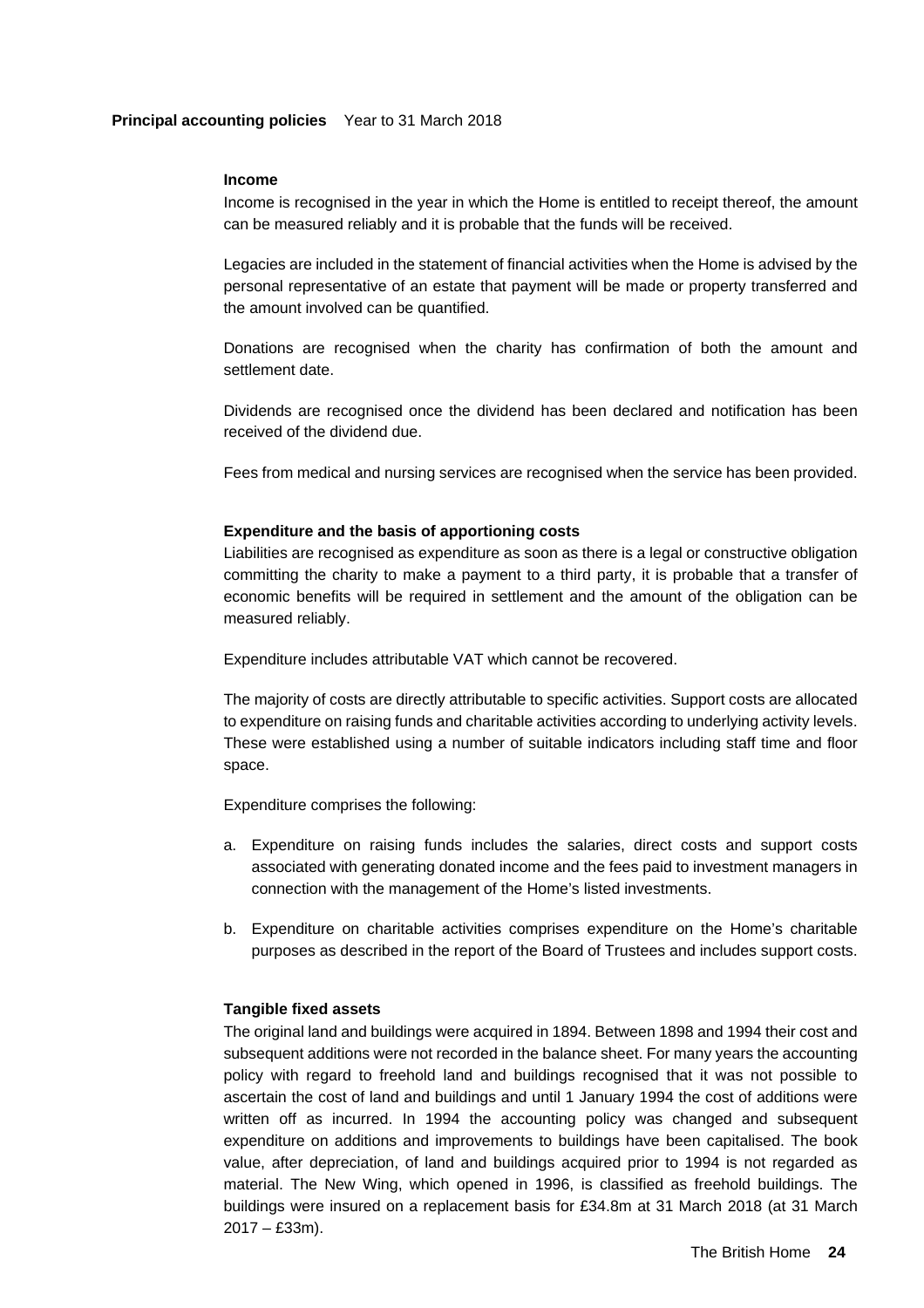**Principal accounting policies** Year to 31 March 2018

### Income

Income is recognised in the year in which the Home is entitled to receipt thereof, the amount can be measured reliably and it is probable that the funds will be received.

Legacies are included in the statement of financial activities when the Home is advised by the personal representative of an estate that payment will be made or property transferred and the amount involved can be quantified.

Donations are recognised when the charity has confirmation of both the amount and settlement date.

Dividends are recognised once the dividend has been declared and notification has been received of the dividend due.

Fees from medical and nursing services are recognised when the service has been provided.

### Expenditure and the basis of apportioning costs

Liabilities are recognised as expenditure as soon as there is a legal or constructive obligation committing the charity to make a payment to a third party, it is probable that a transfer of economic benefits will be required in settlement and the amount of the obligation can be measured reliably.

Expenditure includes attributable VAT which cannot be recovered.

The majority of costs are directly attributable to specific activities. Support costs are allocated to expenditure on raising funds and charitable activities according to underlying activity levels. These were established using a number of suitable indicators including staff time and floor space.

Expenditure comprises the following:

a. Expenditure on raising funds includes the salaries, direct costs and support costs associated with generating donated income and the fees paid to investment managers in connection with the management of the Home's listed investments.

b. Expenditure on charitable activities comprises expenditure on the Home's charitable purposes as described in the report of the Board of Trustees and includes support costs.

### Tangible fixed assets

The original land and buildings were acquired in 1894. Between 1898 and 1994 their cost and subsequent additions were not recorded in the balance sheet. For many years the accounting policy with regard to freehold land and buildings recognised that it was not possible to ascertain the cost of land and buildings and until 1 January 1994 the cost of additions were written off as incurred. In 1994 the accounting policy was changed and subsequent expenditure on additions and improvements to buildings have been capitalised. The book value, after depreciation, of land and buildings acquired prior to 1994 is not regarded as material. The New Wing, which opened in 1996, is classified as freehold buildings. The buildings were insured on a replacement basis for £34.8m at 31 March 2018 (at 31 March 2017 – £33m).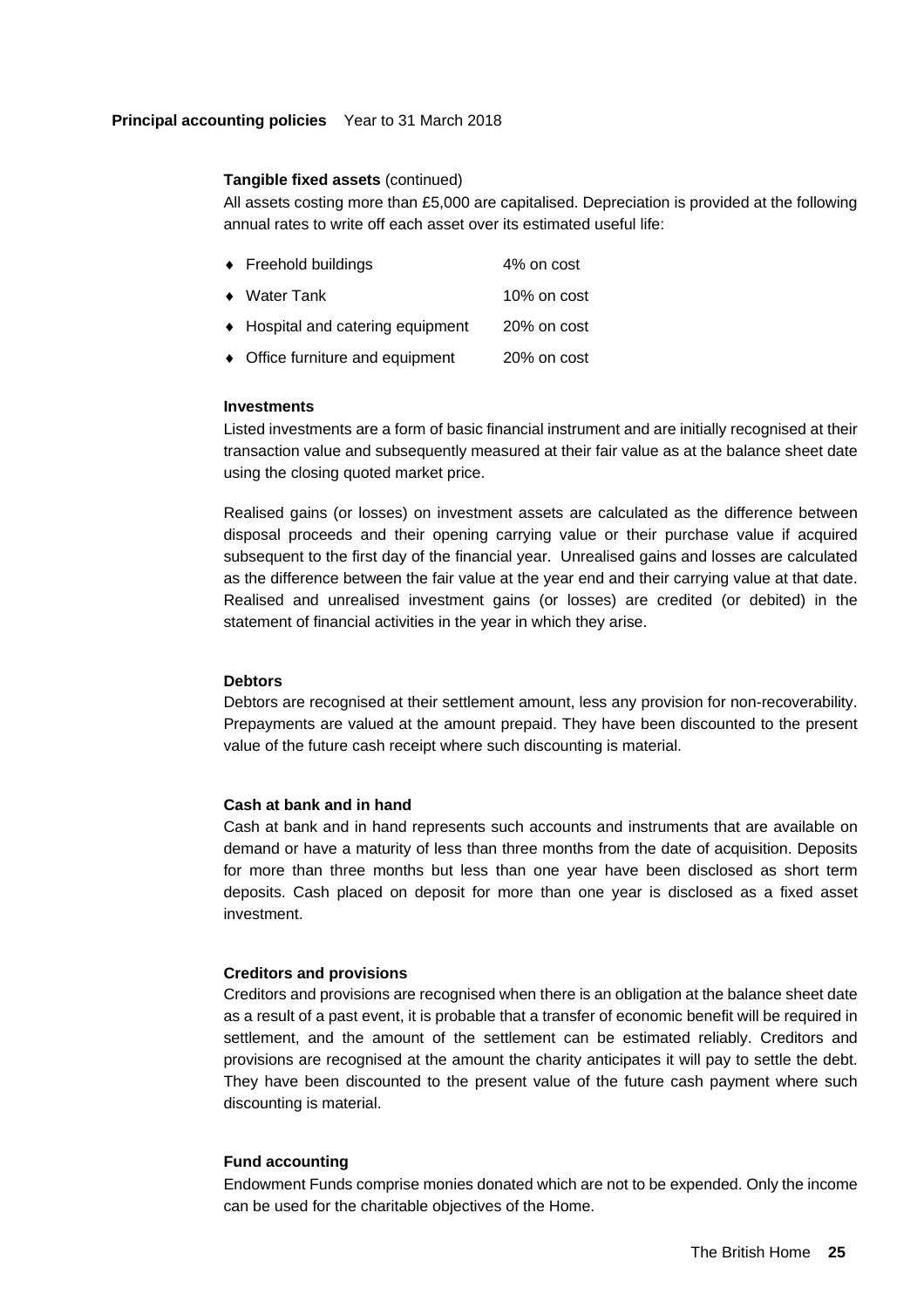**Principal accounting policies** Year to 31 March 2018

**Tangible fixed assets** (continued)

All assets costing more than £5,000 are capitalised. Depreciation is provided at the following annual rates to write off each asset over its estimated useful life:

| | |
|---|---|
| ♦ Freehold buildings | 4% on cost |
| ♦ Water Tank | 10% on cost |
| ♦ Hospital and catering equipment | 20% on cost |
| ♦ Office furniture and equipment | 20% on cost |

**Investments**

Listed investments are a form of basic financial instrument and are initially recognised at their transaction value and subsequently measured at their fair value as at the balance sheet date using the closing quoted market price.

Realised gains (or losses) on investment assets are calculated as the difference between disposal proceeds and their opening carrying value or their purchase value if acquired subsequent to the first day of the financial year. Unrealised gains and losses are calculated as the difference between the fair value at the year end and their carrying value at that date. Realised and unrealised investment gains (or losses) are credited (or debited) in the statement of financial activities in the year in which they arise.

**Debtors**

Debtors are recognised at their settlement amount, less any provision for non-recoverability. Prepayments are valued at the amount prepaid. They have been discounted to the present value of the future cash receipt where such discounting is material.

**Cash at bank and in hand**

Cash at bank and in hand represents such accounts and instruments that are available on demand or have a maturity of less than three months from the date of acquisition. Deposits for more than three months but less than one year have been disclosed as short term deposits. Cash placed on deposit for more than one year is disclosed as a fixed asset investment.

**Creditors and provisions**

Creditors and provisions are recognised when there is an obligation at the balance sheet date as a result of a past event, it is probable that a transfer of economic benefit will be required in settlement, and the amount of the settlement can be estimated reliably. Creditors and provisions are recognised at the amount the charity anticipates it will pay to settle the debt. They have been discounted to the present value of the future cash payment where such discounting is material.

**Fund accounting**

Endowment Funds comprise monies donated which are not to be expended. Only the income can be used for the charitable objectives of the Home.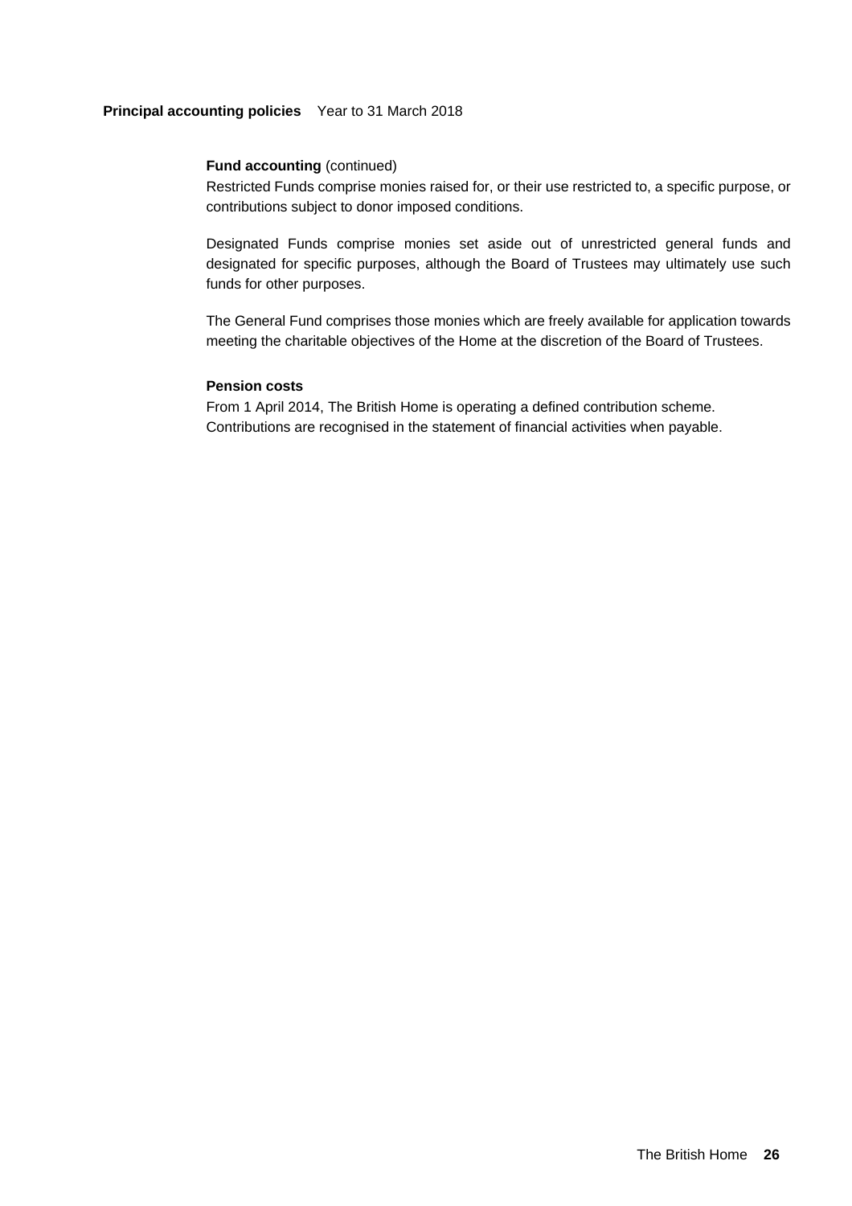**Principal accounting policies** Year to 31 March 2018

**Fund accounting** (continued)

Restricted Funds comprise monies raised for, or their use restricted to, a specific purpose, or contributions subject to donor imposed conditions.

Designated Funds comprise monies set aside out of unrestricted general funds and designated for specific purposes, although the Board of Trustees may ultimately use such funds for other purposes.

The General Fund comprises those monies which are freely available for application towards meeting the charitable objectives of the Home at the discretion of the Board of Trustees.

**Pension costs**

From 1 April 2014, The British Home is operating a defined contribution scheme. Contributions are recognised in the statement of financial activities when payable.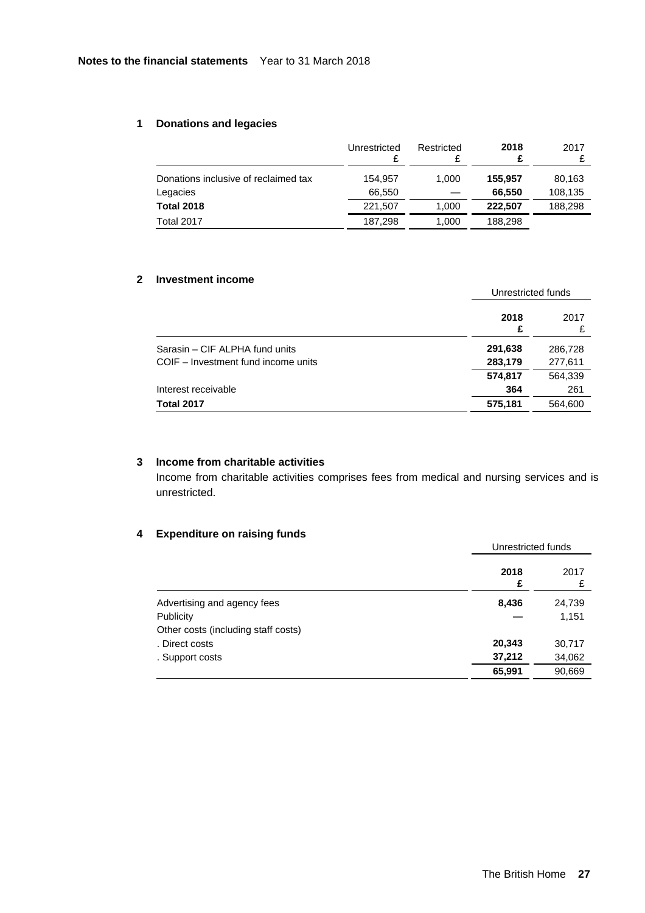**Notes to the financial statements** Year to 31 March 2018

## 1 Donations and legacies

| | Unrestricted £ | Restricted £ | **2018 £** | 2017 £ |
|---|---|---|---|---|
| Donations inclusive of reclaimed tax | 154,957 | 1,000 | **155,957** | 80,163 |
| Legacies | 66,550 | — | **66,550** | 108,135 |
| **Total 2018** | 221,507 | 1,000 | **222,507** | 188,298 |
| Total 2017 | 187,298 | 1,000 | 188,298 | |

## 2 Investment income

| | Unrestricted funds | |
|---|---|---|
| | **2018 £** | 2017 £ |
| Sarasin – CIF ALPHA fund units | **291,638** | 286,728 |
| COIF – Investment fund income units | **283,179** | 277,611 |
| | **574,817** | 564,339 |
| Interest receivable | **364** | 261 |
| **Total 2017** | **575,181** | 564,600 |

## 3 Income from charitable activities

Income from charitable activities comprises fees from medical and nursing services and is unrestricted.

## 4 Expenditure on raising funds

| | Unrestricted funds | |
|---|---|---|
| | **2018 £** | 2017 £ |
| Advertising and agency fees | **8,436** | 24,739 |
| Publicity | **—** | 1,151 |
| Other costs (including staff costs) | | |
| . Direct costs | **20,343** | 30,717 |
| . Support costs | **37,212** | 34,062 |
| | **65,991** | 90,669 |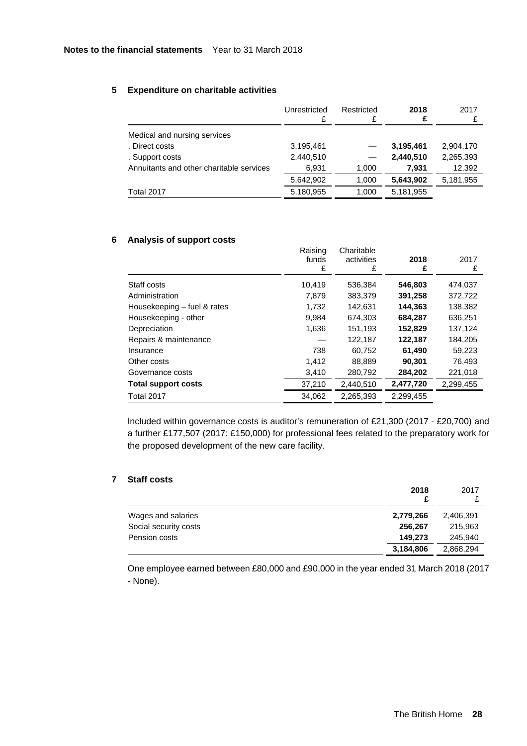## 5 Expenditure on charitable activities

| | Unrestricted £ | Restricted £ | **2018 £** | 2017 £ |
|---|---|---|---|---|
| Medical and nursing services | | | | |
| . Direct costs | 3,195,461 | — | **3,195,461** | 2,904,170 |
| . Support costs | 2,440,510 | — | **2,440,510** | 2,265,393 |
| Annuitants and other charitable services | 6,931 | 1,000 | **7,931** | 12,392 |
| | 5,642,902 | 1,000 | **5,643,902** | 5,181,955 |
| Total 2017 | 5,180,955 | 1,000 | 5,181,955 | |

## 6 Analysis of support costs

| | Raising funds £ | Charitable activities £ | **2018 £** | 2017 £ |
|---|---|---|---|---|
| Staff costs | 10,419 | 536,384 | **546,803** | 474,037 |
| Administration | 7,879 | 383,379 | **391,258** | 372,722 |
| Housekeeping – fuel & rates | 1,732 | 142,631 | **144,363** | 138,382 |
| Housekeeping - other | 9,984 | 674,303 | **684,287** | 636,251 |
| Depreciation | 1,636 | 151,193 | **152,829** | 137,124 |
| Repairs & maintenance | — | 122,187 | **122,187** | 184,205 |
| Insurance | 738 | 60,752 | **61,490** | 59,223 |
| Other costs | 1,412 | 88,889 | **90,301** | 76,493 |
| Governance costs | 3,410 | 280,792 | **284,202** | 221,018 |
| **Total support costs** | 37,210 | 2,440,510 | **2,477,720** | 2,299,455 |
| Total 2017 | 34,062 | 2,265,393 | 2,299,455 | |

Included within governance costs is auditor's remuneration of £21,300 (2017 - £20,700) and a further £177,507 (2017: £150,000) for professional fees related to the preparatory work for the proposed development of the new care facility.

## 7 Staff costs

| | **2018 £** | 2017 £ |
|---|---|---|
| Wages and salaries | **2,779,266** | 2,406,391 |
| Social security costs | **256,267** | 215,963 |
| Pension costs | **149,273** | 245,940 |
| | **3,184,806** | 2,868,294 |

One employee earned between £80,000 and £90,000 in the year ended 31 March 2018 (2017 - None).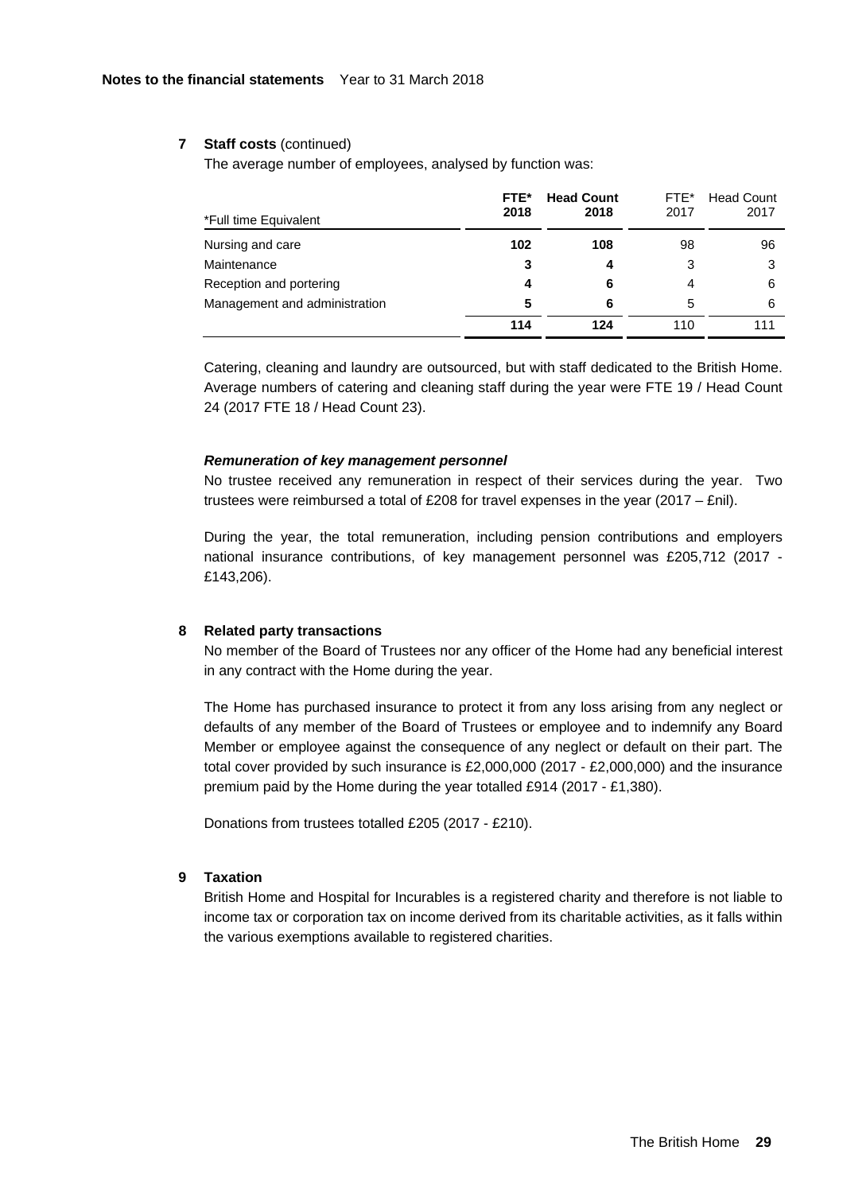**Notes to the financial statements** Year to 31 March 2018

## 7 Staff costs (continued)

The average number of employees, analysed by function was:

| *Full time Equivalent | **FTE* 2018** | **Head Count 2018** | FTE* 2017 | Head Count 2017 |
|---|---|---|---|---|
| Nursing and care | **102** | **108** | 98 | 96 |
| Maintenance | **3** | **4** | 3 | 3 |
| Reception and portering | **4** | **6** | 4 | 6 |
| Management and administration | **5** | **6** | 5 | 6 |
| | **114** | **124** | 110 | 111 |

Catering, cleaning and laundry are outsourced, but with staff dedicated to the British Home. Average numbers of catering and cleaning staff during the year were FTE 19 / Head Count 24 (2017 FTE 18 / Head Count 23).

***Remuneration of key management personnel***

No trustee received any remuneration in respect of their services during the year. Two trustees were reimbursed a total of £208 for travel expenses in the year (2017 – £nil).

During the year, the total remuneration, including pension contributions and employers national insurance contributions, of key management personnel was £205,712 (2017 - £143,206).

## 8 Related party transactions

No member of the Board of Trustees nor any officer of the Home had any beneficial interest in any contract with the Home during the year.

The Home has purchased insurance to protect it from any loss arising from any neglect or defaults of any member of the Board of Trustees or employee and to indemnify any Board Member or employee against the consequence of any neglect or default on their part. The total cover provided by such insurance is £2,000,000 (2017 - £2,000,000) and the insurance premium paid by the Home during the year totalled £914 (2017 - £1,380).

Donations from trustees totalled £205 (2017 - £210).

## 9 Taxation

British Home and Hospital for Incurables is a registered charity and therefore is not liable to income tax or corporation tax on income derived from its charitable activities, as it falls within the various exemptions available to registered charities.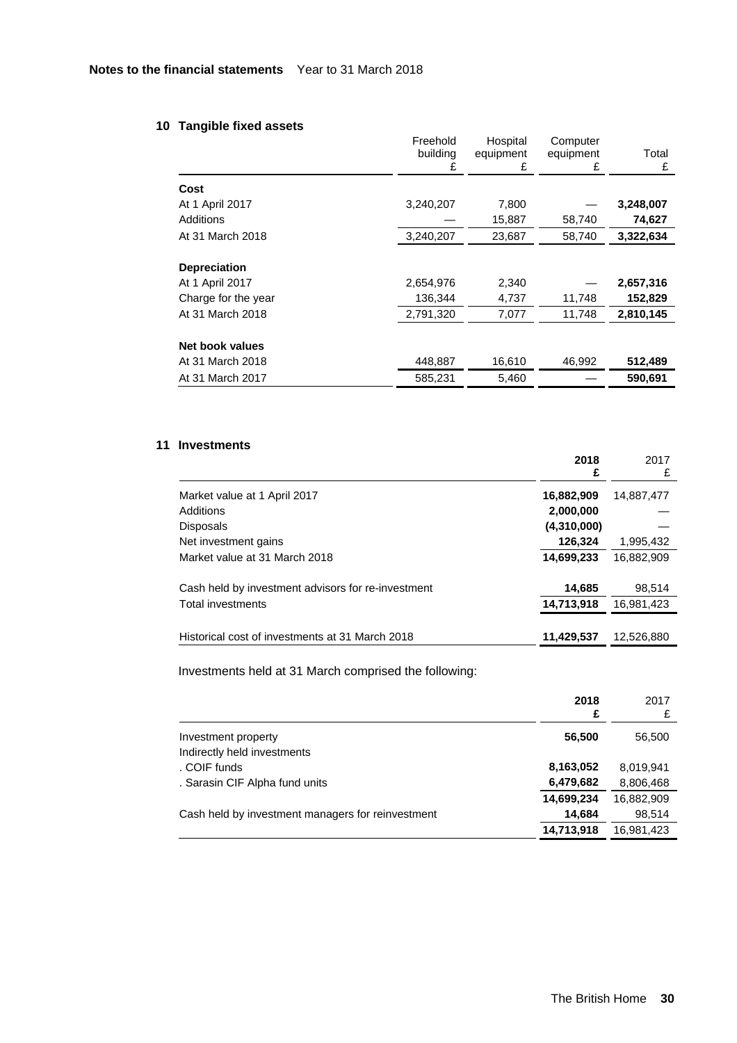**Notes to the financial statements** Year to 31 March 2018

## 10 Tangible fixed assets

| | Freehold building £ | Hospital equipment £ | Computer equipment £ | Total £ |
|---|---|---|---|---|
| **Cost** | | | | |
| At 1 April 2017 | 3,240,207 | 7,800 | — | **3,248,007** |
| Additions | — | 15,887 | 58,740 | **74,627** |
| At 31 March 2018 | 3,240,207 | 23,687 | 58,740 | **3,322,634** |
| **Depreciation** | | | | |
| At 1 April 2017 | 2,654,976 | 2,340 | — | **2,657,316** |
| Charge for the year | 136,344 | 4,737 | 11,748 | **152,829** |
| At 31 March 2018 | 2,791,320 | 7,077 | 11,748 | **2,810,145** |
| **Net book values** | | | | |
| At 31 March 2018 | 448,887 | 16,610 | 46,992 | **512,489** |
| At 31 March 2017 | 585,231 | 5,460 | — | **590,691** |

## 11 Investments

| | 2018 £ | 2017 £ |
|---|---|---|
| Market value at 1 April 2017 | **16,882,909** | 14,887,477 |
| Additions | **2,000,000** | — |
| Disposals | **(4,310,000)** | — |
| Net investment gains | **126,324** | 1,995,432 |
| Market value at 31 March 2018 | **14,699,233** | 16,882,909 |
| Cash held by investment advisors for re-investment | **14,685** | 98,514 |
| Total investments | **14,713,918** | 16,981,423 |
| Historical cost of investments at 31 March 2018 | **11,429,537** | 12,526,880 |

Investments held at 31 March comprised the following:

| | 2018 £ | 2017 £ |
|---|---|---|
| Investment property | **56,500** | 56,500 |
| Indirectly held investments | | |
| . COIF funds | **8,163,052** | 8,019,941 |
| . Sarasin CIF Alpha fund units | **6,479,682** | 8,806,468 |
| | **14,699,234** | 16,882,909 |
| Cash held by investment managers for reinvestment | **14,684** | 98,514 |
| | **14,713,918** | 16,981,423 |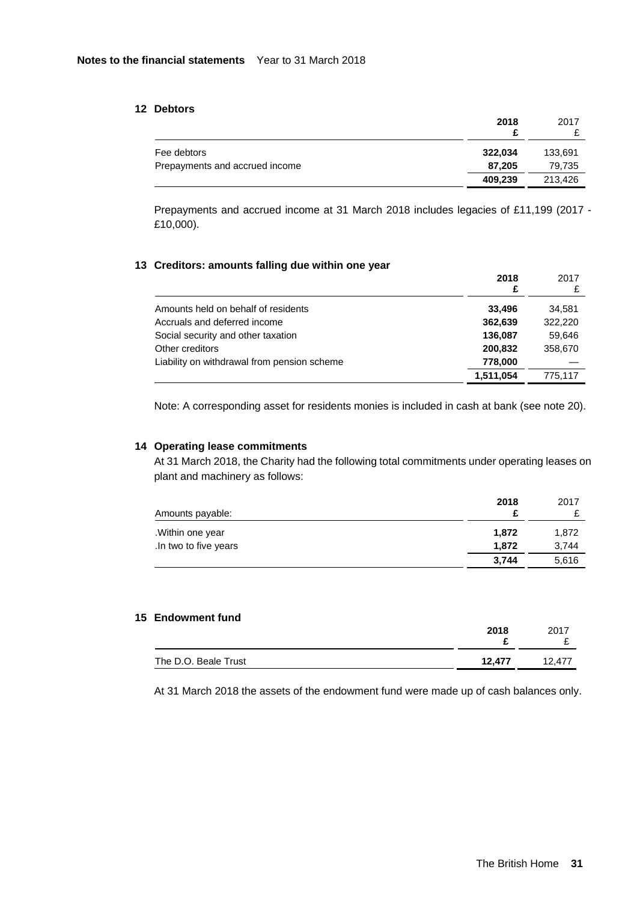**Notes to the financial statements** Year to 31 March 2018

## 12 Debtors

| | 2018 £ | 2017 £ |
|---|---|---|
| Fee debtors | **322,034** | 133,691 |
| Prepayments and accrued income | **87,205** | 79,735 |
| | **409,239** | 213,426 |

Prepayments and accrued income at 31 March 2018 includes legacies of £11,199 (2017 - £10,000).

## 13 Creditors: amounts falling due within one year

| | 2018 £ | 2017 £ |
|---|---|---|
| Amounts held on behalf of residents | **33,496** | 34,581 |
| Accruals and deferred income | **362,639** | 322,220 |
| Social security and other taxation | **136,087** | 59,646 |
| Other creditors | **200,832** | 358,670 |
| Liability on withdrawal from pension scheme | **778,000** | — |
| | **1,511,054** | 775,117 |

Note: A corresponding asset for residents monies is included in cash at bank (see note 20).

## 14 Operating lease commitments

At 31 March 2018, the Charity had the following total commitments under operating leases on plant and machinery as follows:

| Amounts payable: | 2018 £ | 2017 £ |
|---|---|---|
| .Within one year | **1,872** | 1,872 |
| .In two to five years | **1,872** | 3,744 |
| | **3,744** | 5,616 |

## 15 Endowment fund

| | 2018 £ | 2017 £ |
|---|---|---|
| The D.O. Beale Trust | **12,477** | 12,477 |

At 31 March 2018 the assets of the endowment fund were made up of cash balances only.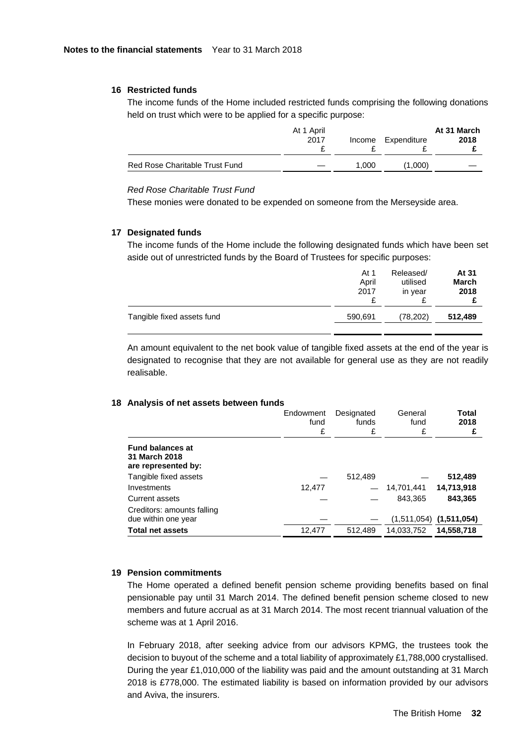**Notes to the financial statements** Year to 31 March 2018

## 16 Restricted funds

The income funds of the Home included restricted funds comprising the following donations held on trust which were to be applied for a specific purpose:

| | At 1 April 2017 £ | Income £ | Expenditure £ | **At 31 March 2018 £** |
|---|---|---|---|---|
| Red Rose Charitable Trust Fund | — | 1,000 | (1,000) | — |

*Red Rose Charitable Trust Fund*

These monies were donated to be expended on someone from the Merseyside area.

## 17 Designated funds

The income funds of the Home include the following designated funds which have been set aside out of unrestricted funds by the Board of Trustees for specific purposes:

| | At 1 April 2017 £ | Released/ utilised in year £ | **At 31 March 2018 £** |
|---|---|---|---|
| Tangible fixed assets fund | 590,691 | (78,202) | **512,489** |

An amount equivalent to the net book value of tangible fixed assets at the end of the year is designated to recognise that they are not available for general use as they are not readily realisable.

## 18 Analysis of net assets between funds

| | Endowment fund £ | Designated funds £ | General fund £ | **Total 2018 £** |
|---|---|---|---|---|
| **Fund balances at 31 March 2018 are represented by:** | | | | |
| Tangible fixed assets | — | 512,489 | — | **512,489** |
| Investments | 12,477 | — | 14,701,441 | **14,713,918** |
| Current assets | — | — | 843,365 | **843,365** |
| Creditors: amounts falling due within one year | — | — | (1,511,054) | **(1,511,054)** |
| **Total net assets** | 12,477 | 512,489 | 14,033,752 | **14,558,718** |

## 19 Pension commitments

The Home operated a defined benefit pension scheme providing benefits based on final pensionable pay until 31 March 2014. The defined benefit pension scheme closed to new members and future accrual as at 31 March 2014. The most recent triannual valuation of the scheme was at 1 April 2016.

In February 2018, after seeking advice from our advisors KPMG, the trustees took the decision to buyout of the scheme and a total liability of approximately £1,788,000 crystallised. During the year £1,010,000 of the liability was paid and the amount outstanding at 31 March 2018 is £778,000. The estimated liability is based on information provided by our advisors and Aviva, the insurers.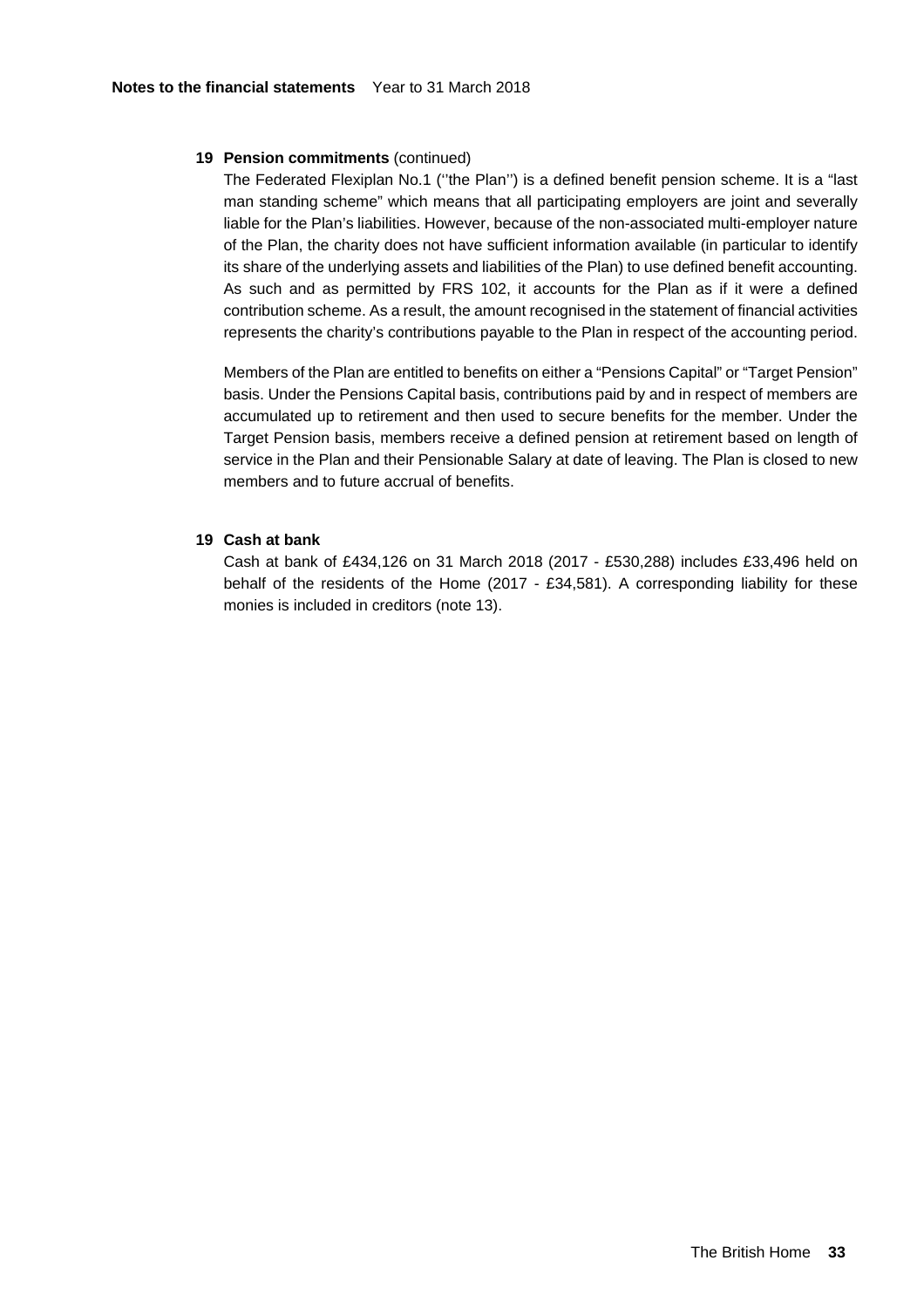## 19 Pension commitments (continued)

The Federated Flexiplan No.1 (''the Plan'') is a defined benefit pension scheme. It is a "last man standing scheme" which means that all participating employers are joint and severally liable for the Plan's liabilities. However, because of the non-associated multi-employer nature of the Plan, the charity does not have sufficient information available (in particular to identify its share of the underlying assets and liabilities of the Plan) to use defined benefit accounting. As such and as permitted by FRS 102, it accounts for the Plan as if it were a defined contribution scheme. As a result, the amount recognised in the statement of financial activities represents the charity's contributions payable to the Plan in respect of the accounting period.

Members of the Plan are entitled to benefits on either a "Pensions Capital" or "Target Pension" basis. Under the Pensions Capital basis, contributions paid by and in respect of members are accumulated up to retirement and then used to secure benefits for the member. Under the Target Pension basis, members receive a defined pension at retirement based on length of service in the Plan and their Pensionable Salary at date of leaving. The Plan is closed to new members and to future accrual of benefits.

## 19 Cash at bank

Cash at bank of £434,126 on 31 March 2018 (2017 - £530,288) includes £33,496 held on behalf of the residents of the Home (2017 - £34,581). A corresponding liability for these monies is included in creditors (note 13).